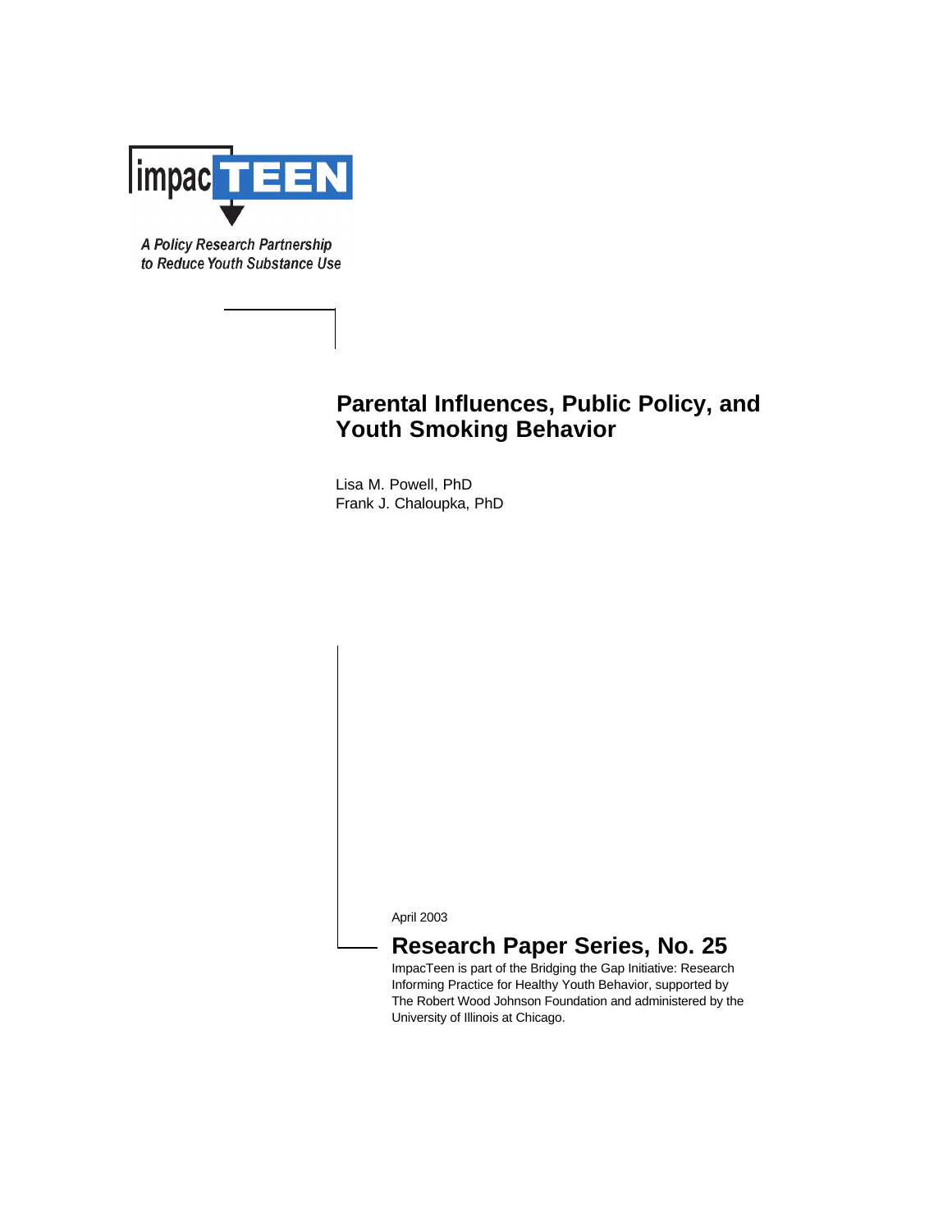impacTEEN

*A Policy Research Partnership to Reduce Youth Substance Use*

# Parental Influences, Public Policy, and Youth Smoking Behavior

Lisa M. Powell, PhD
Frank J. Chaloupka, PhD

April 2003

## Research Paper Series, No. 25

ImpacTeen is part of the Bridging the Gap Initiative: Research Informing Practice for Healthy Youth Behavior, supported by The Robert Wood Johnson Foundation and administered by the University of Illinois at Chicago.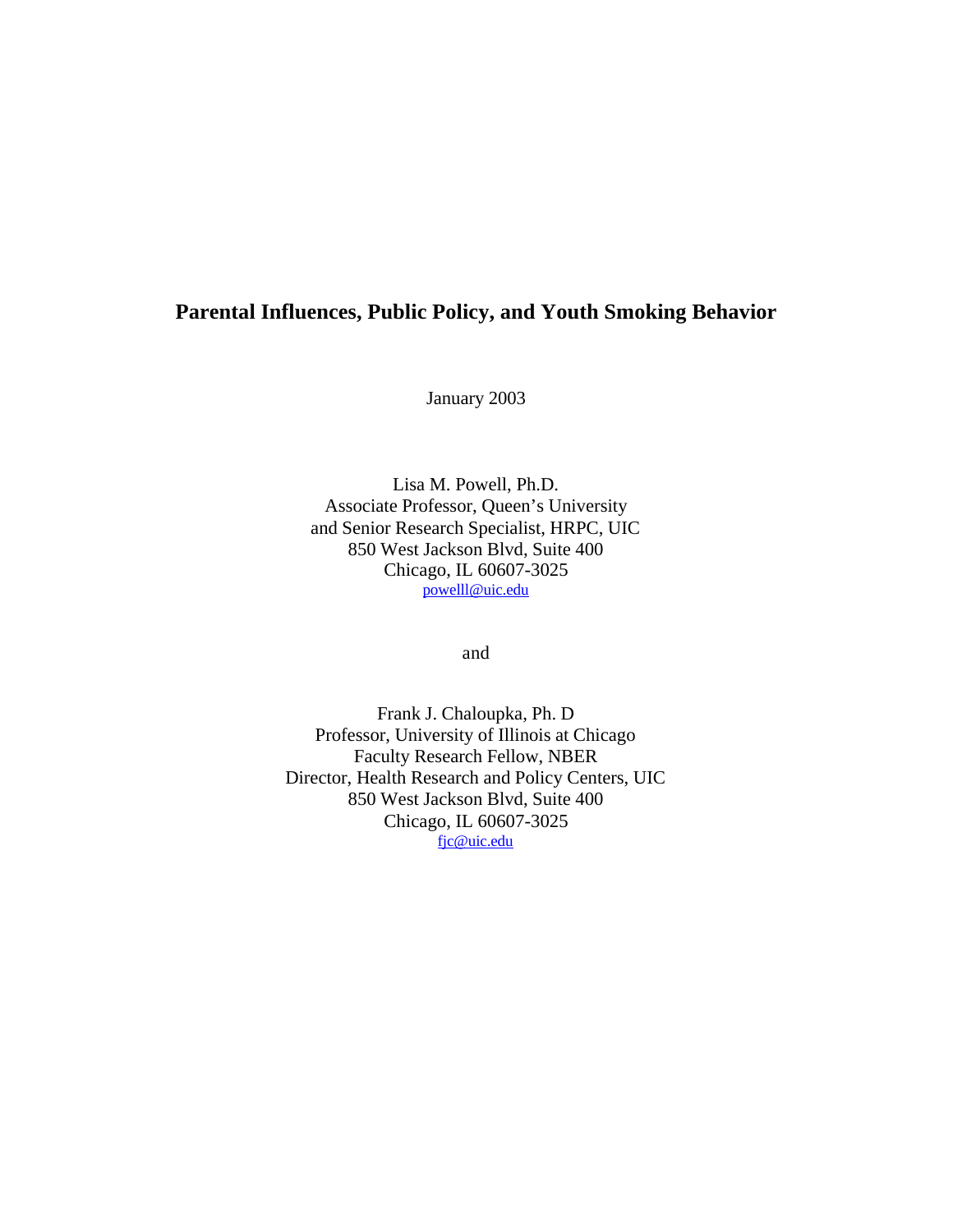# Parental Influences, Public Policy, and Youth Smoking Behavior

January 2003

Lisa M. Powell, Ph.D.
Associate Professor, Queen's University
and Senior Research Specialist, HRPC, UIC
850 West Jackson Blvd, Suite 400
Chicago, IL 60607-3025
powelll@uic.edu

and

Frank J. Chaloupka, Ph. D
Professor, University of Illinois at Chicago
Faculty Research Fellow, NBER
Director, Health Research and Policy Centers, UIC
850 West Jackson Blvd, Suite 400
Chicago, IL 60607-3025
fjc@uic.edu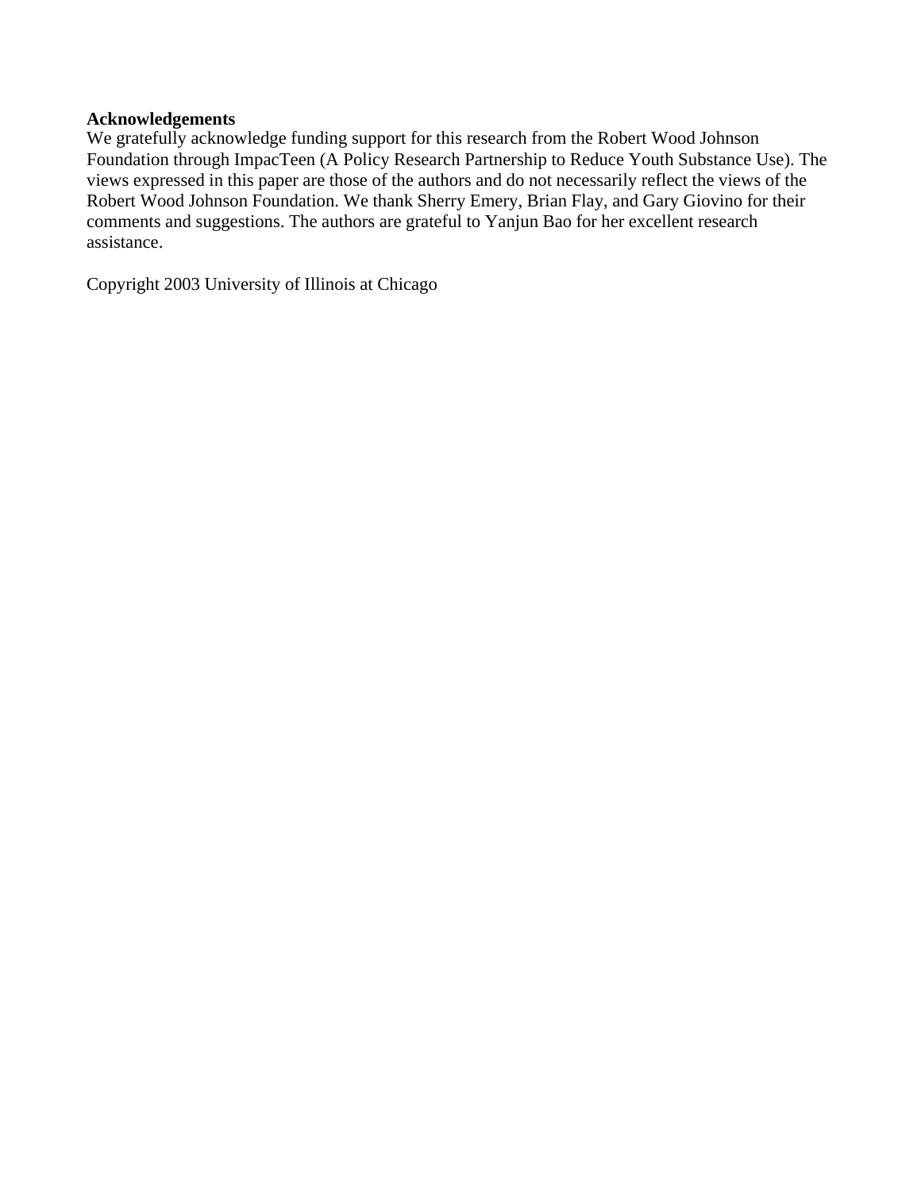**Acknowledgements**

We gratefully acknowledge funding support for this research from the Robert Wood Johnson Foundation through ImpacTeen (A Policy Research Partnership to Reduce Youth Substance Use). The views expressed in this paper are those of the authors and do not necessarily reflect the views of the Robert Wood Johnson Foundation. We thank Sherry Emery, Brian Flay, and Gary Giovino for their comments and suggestions. The authors are grateful to Yanjun Bao for her excellent research assistance.

Copyright 2003 University of Illinois at Chicago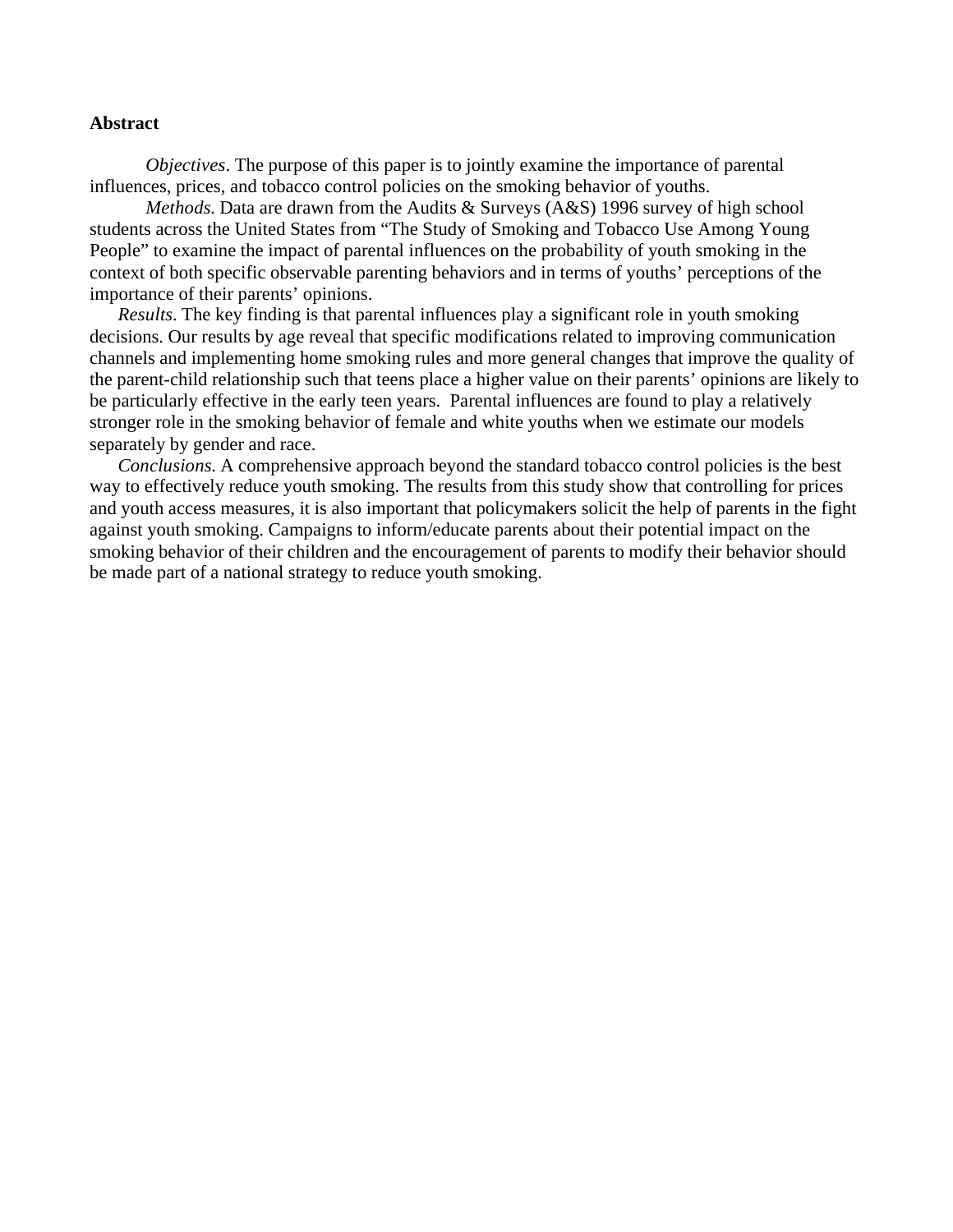**Abstract**

*Objectives*. The purpose of this paper is to jointly examine the importance of parental influences, prices, and tobacco control policies on the smoking behavior of youths.

*Methods.* Data are drawn from the Audits & Surveys (A&S) 1996 survey of high school students across the United States from "The Study of Smoking and Tobacco Use Among Young People" to examine the impact of parental influences on the probability of youth smoking in the context of both specific observable parenting behaviors and in terms of youths' perceptions of the importance of their parents' opinions.

*Results.* The key finding is that parental influences play a significant role in youth smoking decisions. Our results by age reveal that specific modifications related to improving communication channels and implementing home smoking rules and more general changes that improve the quality of the parent-child relationship such that teens place a higher value on their parents' opinions are likely to be particularly effective in the early teen years. Parental influences are found to play a relatively stronger role in the smoking behavior of female and white youths when we estimate our models separately by gender and race.

*Conclusions.* A comprehensive approach beyond the standard tobacco control policies is the best way to effectively reduce youth smoking. The results from this study show that controlling for prices and youth access measures, it is also important that policymakers solicit the help of parents in the fight against youth smoking. Campaigns to inform/educate parents about their potential impact on the smoking behavior of their children and the encouragement of parents to modify their behavior should be made part of a national strategy to reduce youth smoking.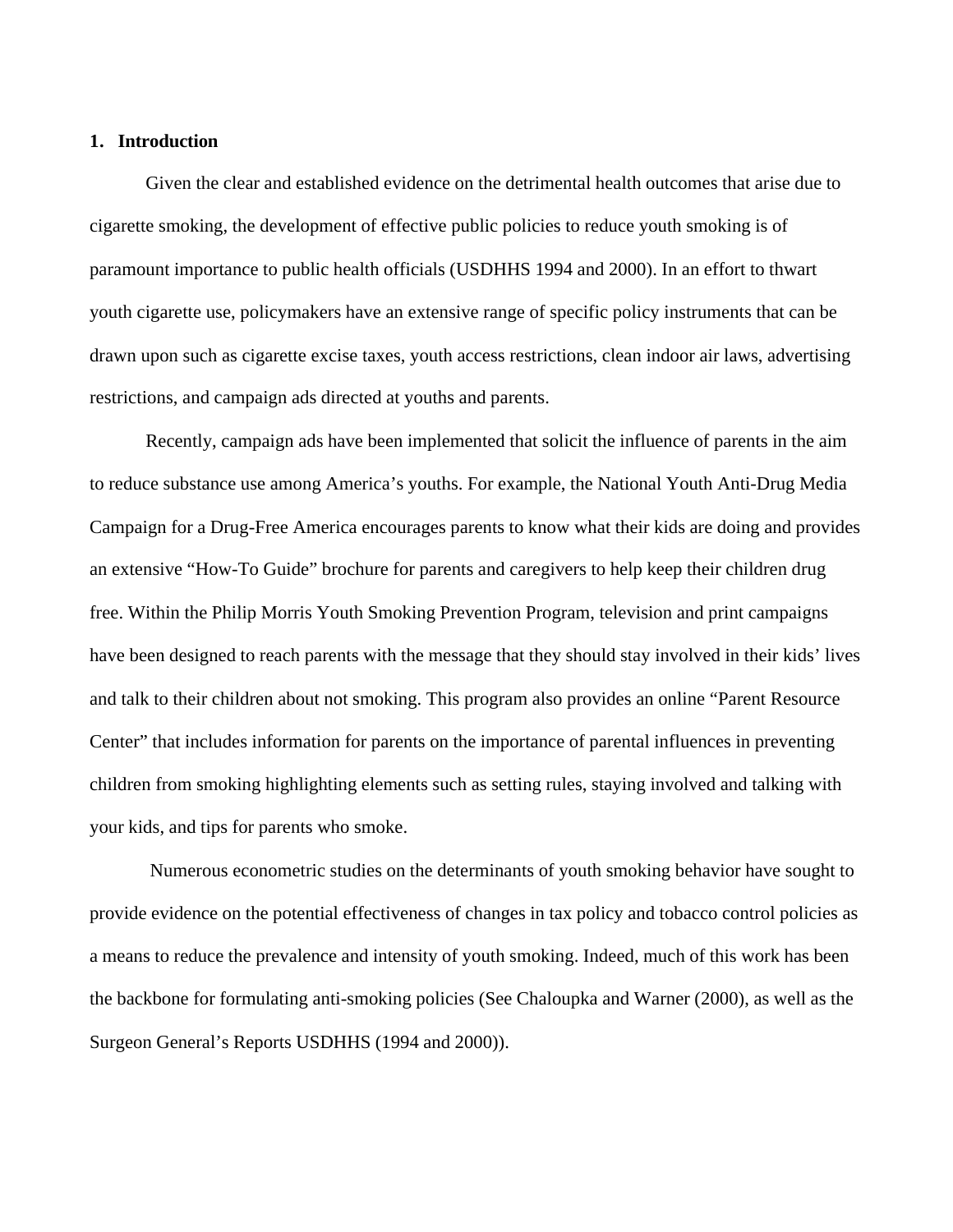## 1. Introduction

Given the clear and established evidence on the detrimental health outcomes that arise due to cigarette smoking, the development of effective public policies to reduce youth smoking is of paramount importance to public health officials (USDHHS 1994 and 2000). In an effort to thwart youth cigarette use, policymakers have an extensive range of specific policy instruments that can be drawn upon such as cigarette excise taxes, youth access restrictions, clean indoor air laws, advertising restrictions, and campaign ads directed at youths and parents.

Recently, campaign ads have been implemented that solicit the influence of parents in the aim to reduce substance use among America's youths. For example, the National Youth Anti-Drug Media Campaign for a Drug-Free America encourages parents to know what their kids are doing and provides an extensive "How-To Guide" brochure for parents and caregivers to help keep their children drug free. Within the Philip Morris Youth Smoking Prevention Program, television and print campaigns have been designed to reach parents with the message that they should stay involved in their kids' lives and talk to their children about not smoking. This program also provides an online "Parent Resource Center" that includes information for parents on the importance of parental influences in preventing children from smoking highlighting elements such as setting rules, staying involved and talking with your kids, and tips for parents who smoke.

Numerous econometric studies on the determinants of youth smoking behavior have sought to provide evidence on the potential effectiveness of changes in tax policy and tobacco control policies as a means to reduce the prevalence and intensity of youth smoking. Indeed, much of this work has been the backbone for formulating anti-smoking policies (See Chaloupka and Warner (2000), as well as the Surgeon General's Reports USDHHS (1994 and 2000)).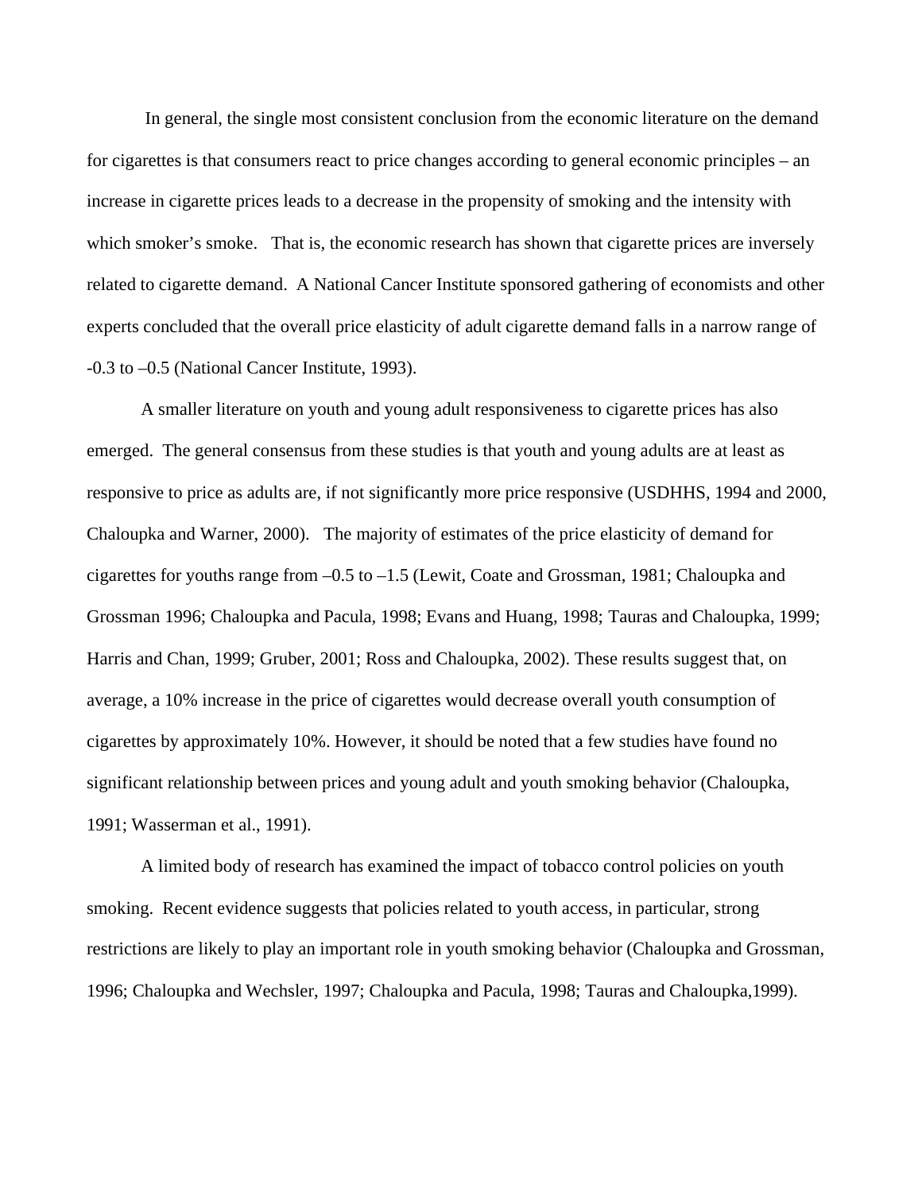In general, the single most consistent conclusion from the economic literature on the demand for cigarettes is that consumers react to price changes according to general economic principles – an increase in cigarette prices leads to a decrease in the propensity of smoking and the intensity with which smoker's smoke. That is, the economic research has shown that cigarette prices are inversely related to cigarette demand. A National Cancer Institute sponsored gathering of economists and other experts concluded that the overall price elasticity of adult cigarette demand falls in a narrow range of -0.3 to –0.5 (National Cancer Institute, 1993).

A smaller literature on youth and young adult responsiveness to cigarette prices has also emerged. The general consensus from these studies is that youth and young adults are at least as responsive to price as adults are, if not significantly more price responsive (USDHHS, 1994 and 2000, Chaloupka and Warner, 2000). The majority of estimates of the price elasticity of demand for cigarettes for youths range from –0.5 to –1.5 (Lewit, Coate and Grossman, 1981; Chaloupka and Grossman 1996; Chaloupka and Pacula, 1998; Evans and Huang, 1998; Tauras and Chaloupka, 1999; Harris and Chan, 1999; Gruber, 2001; Ross and Chaloupka, 2002). These results suggest that, on average, a 10% increase in the price of cigarettes would decrease overall youth consumption of cigarettes by approximately 10%. However, it should be noted that a few studies have found no significant relationship between prices and young adult and youth smoking behavior (Chaloupka, 1991; Wasserman et al., 1991).

A limited body of research has examined the impact of tobacco control policies on youth smoking. Recent evidence suggests that policies related to youth access, in particular, strong restrictions are likely to play an important role in youth smoking behavior (Chaloupka and Grossman, 1996; Chaloupka and Wechsler, 1997; Chaloupka and Pacula, 1998; Tauras and Chaloupka,1999).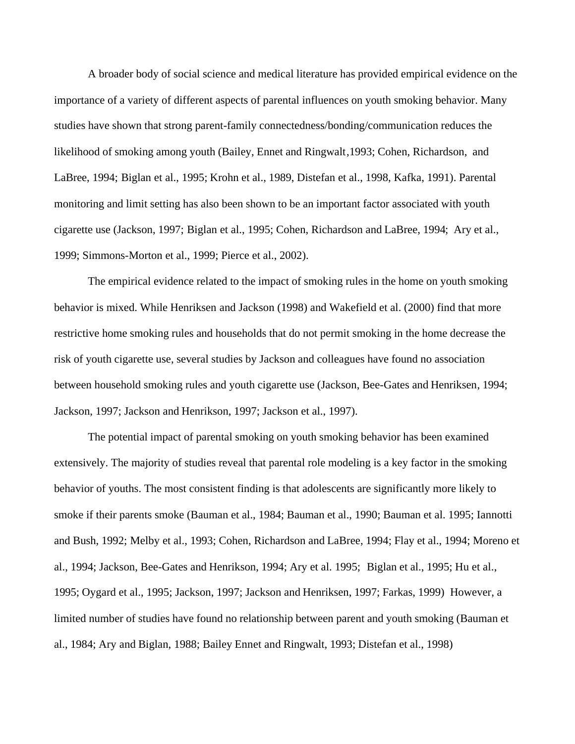A broader body of social science and medical literature has provided empirical evidence on the importance of a variety of different aspects of parental influences on youth smoking behavior. Many studies have shown that strong parent-family connectedness/bonding/communication reduces the likelihood of smoking among youth (Bailey, Ennet and Ringwalt,1993; Cohen, Richardson, and LaBree, 1994; Biglan et al., 1995; Krohn et al., 1989, Distefan et al., 1998, Kafka, 1991). Parental monitoring and limit setting has also been shown to be an important factor associated with youth cigarette use (Jackson, 1997; Biglan et al., 1995; Cohen, Richardson and LaBree, 1994; Ary et al., 1999; Simmons-Morton et al., 1999; Pierce et al., 2002).

The empirical evidence related to the impact of smoking rules in the home on youth smoking behavior is mixed. While Henriksen and Jackson (1998) and Wakefield et al. (2000) find that more restrictive home smoking rules and households that do not permit smoking in the home decrease the risk of youth cigarette use, several studies by Jackson and colleagues have found no association between household smoking rules and youth cigarette use (Jackson, Bee-Gates and Henriksen, 1994; Jackson, 1997; Jackson and Henrikson, 1997; Jackson et al., 1997).

The potential impact of parental smoking on youth smoking behavior has been examined extensively. The majority of studies reveal that parental role modeling is a key factor in the smoking behavior of youths. The most consistent finding is that adolescents are significantly more likely to smoke if their parents smoke (Bauman et al., 1984; Bauman et al., 1990; Bauman et al. 1995; Iannotti and Bush, 1992; Melby et al., 1993; Cohen, Richardson and LaBree, 1994; Flay et al., 1994; Moreno et al., 1994; Jackson, Bee-Gates and Henrikson, 1994; Ary et al. 1995; Biglan et al., 1995; Hu et al., 1995; Oygard et al., 1995; Jackson, 1997; Jackson and Henriksen, 1997; Farkas, 1999) However, a limited number of studies have found no relationship between parent and youth smoking (Bauman et al., 1984; Ary and Biglan, 1988; Bailey Ennet and Ringwalt, 1993; Distefan et al., 1998)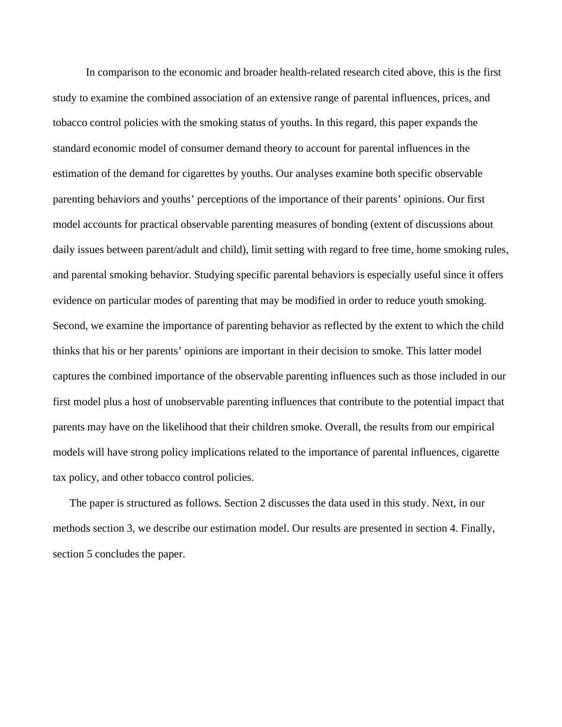In comparison to the economic and broader health-related research cited above, this is the first study to examine the combined association of an extensive range of parental influences, prices, and tobacco control policies with the smoking status of youths. In this regard, this paper expands the standard economic model of consumer demand theory to account for parental influences in the estimation of the demand for cigarettes by youths. Our analyses examine both specific observable parenting behaviors and youths' perceptions of the importance of their parents' opinions. Our first model accounts for practical observable parenting measures of bonding (extent of discussions about daily issues between parent/adult and child), limit setting with regard to free time, home smoking rules, and parental smoking behavior. Studying specific parental behaviors is especially useful since it offers evidence on particular modes of parenting that may be modified in order to reduce youth smoking. Second, we examine the importance of parenting behavior as reflected by the extent to which the child thinks that his or her parents' opinions are important in their decision to smoke. This latter model captures the combined importance of the observable parenting influences such as those included in our first model plus a host of unobservable parenting influences that contribute to the potential impact that parents may have on the likelihood that their children smoke. Overall, the results from our empirical models will have strong policy implications related to the importance of parental influences, cigarette tax policy, and other tobacco control policies.

The paper is structured as follows. Section 2 discusses the data used in this study. Next, in our methods section 3, we describe our estimation model. Our results are presented in section 4. Finally, section 5 concludes the paper.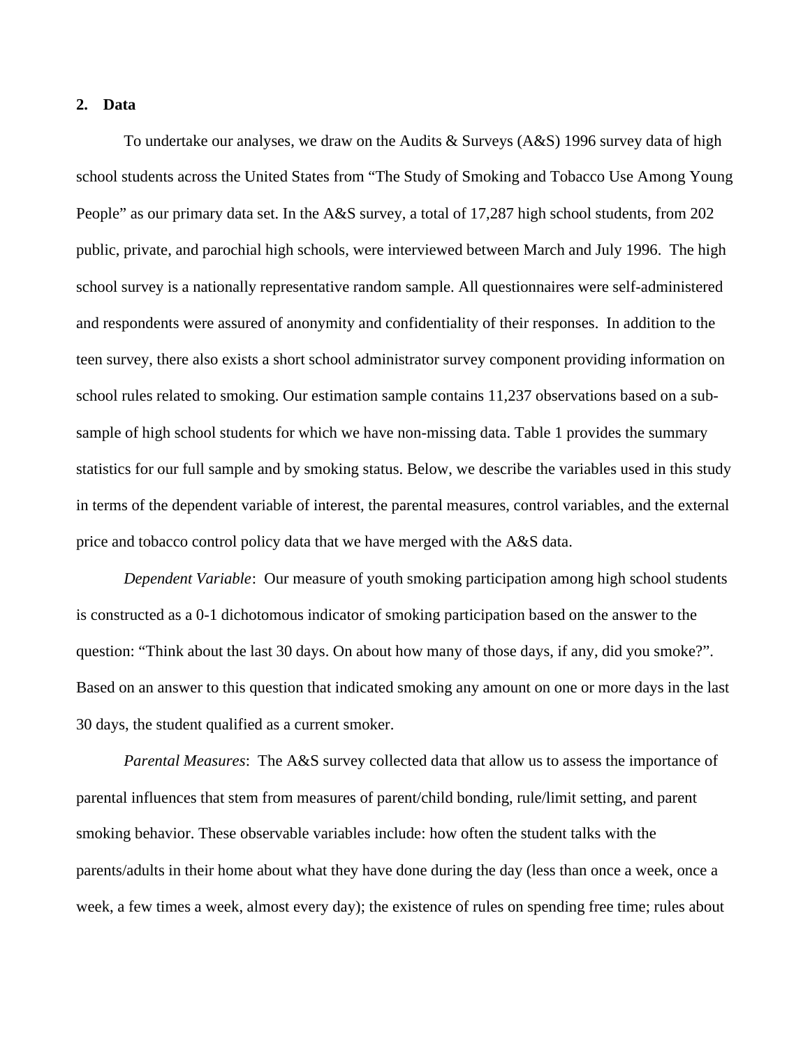## 2. Data

To undertake our analyses, we draw on the Audits & Surveys (A&S) 1996 survey data of high school students across the United States from "The Study of Smoking and Tobacco Use Among Young People" as our primary data set. In the A&S survey, a total of 17,287 high school students, from 202 public, private, and parochial high schools, were interviewed between March and July 1996. The high school survey is a nationally representative random sample. All questionnaires were self-administered and respondents were assured of anonymity and confidentiality of their responses. In addition to the teen survey, there also exists a short school administrator survey component providing information on school rules related to smoking. Our estimation sample contains 11,237 observations based on a sub-sample of high school students for which we have non-missing data. Table 1 provides the summary statistics for our full sample and by smoking status. Below, we describe the variables used in this study in terms of the dependent variable of interest, the parental measures, control variables, and the external price and tobacco control policy data that we have merged with the A&S data.

*Dependent Variable*: Our measure of youth smoking participation among high school students is constructed as a 0-1 dichotomous indicator of smoking participation based on the answer to the question: "Think about the last 30 days. On about how many of those days, if any, did you smoke?". Based on an answer to this question that indicated smoking any amount on one or more days in the last 30 days, the student qualified as a current smoker.

*Parental Measures*: The A&S survey collected data that allow us to assess the importance of parental influences that stem from measures of parent/child bonding, rule/limit setting, and parent smoking behavior. These observable variables include: how often the student talks with the parents/adults in their home about what they have done during the day (less than once a week, once a week, a few times a week, almost every day); the existence of rules on spending free time; rules about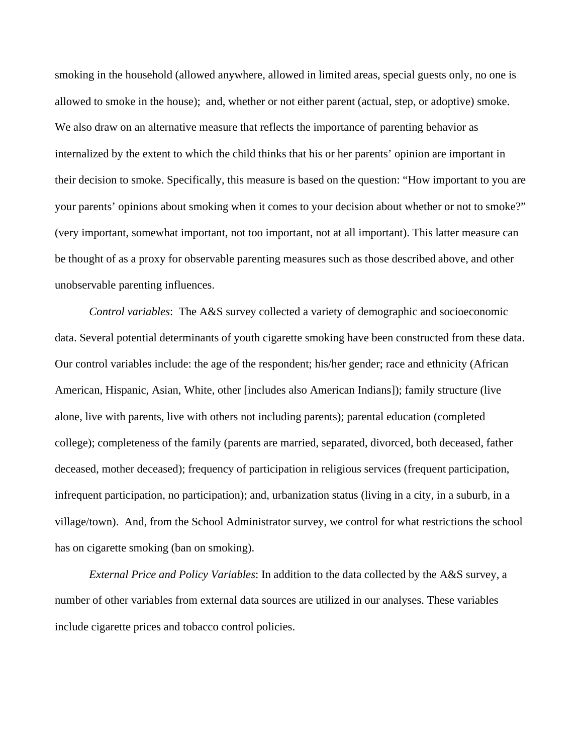smoking in the household (allowed anywhere, allowed in limited areas, special guests only, no one is allowed to smoke in the house); and, whether or not either parent (actual, step, or adoptive) smoke. We also draw on an alternative measure that reflects the importance of parenting behavior as internalized by the extent to which the child thinks that his or her parents' opinion are important in their decision to smoke. Specifically, this measure is based on the question: "How important to you are your parents' opinions about smoking when it comes to your decision about whether or not to smoke?" (very important, somewhat important, not too important, not at all important). This latter measure can be thought of as a proxy for observable parenting measures such as those described above, and other unobservable parenting influences.

*Control variables*: The A&S survey collected a variety of demographic and socioeconomic data. Several potential determinants of youth cigarette smoking have been constructed from these data. Our control variables include: the age of the respondent; his/her gender; race and ethnicity (African American, Hispanic, Asian, White, other [includes also American Indians]); family structure (live alone, live with parents, live with others not including parents); parental education (completed college); completeness of the family (parents are married, separated, divorced, both deceased, father deceased, mother deceased); frequency of participation in religious services (frequent participation, infrequent participation, no participation); and, urbanization status (living in a city, in a suburb, in a village/town). And, from the School Administrator survey, we control for what restrictions the school has on cigarette smoking (ban on smoking).

*External Price and Policy Variables*: In addition to the data collected by the A&S survey, a number of other variables from external data sources are utilized in our analyses. These variables include cigarette prices and tobacco control policies.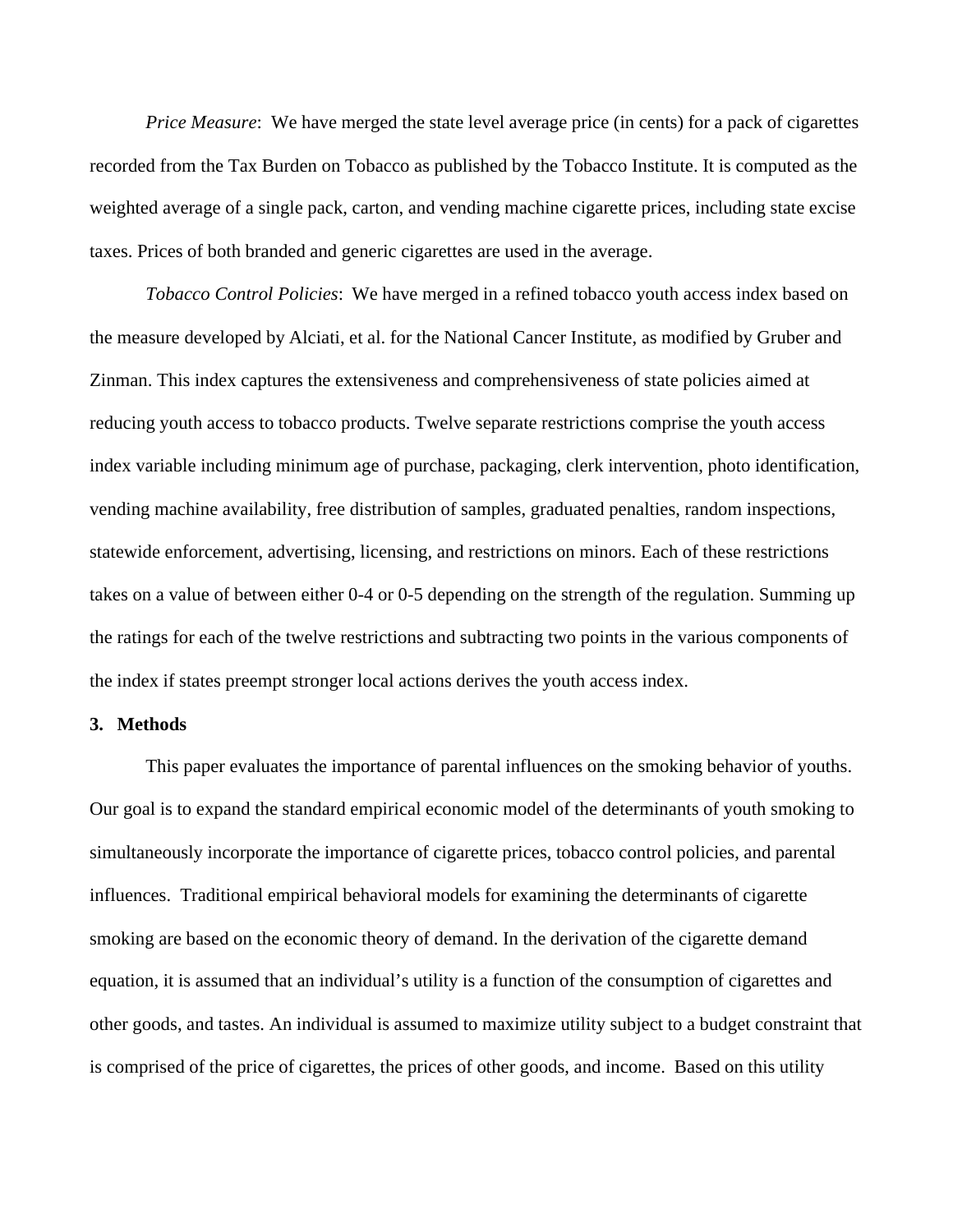*Price Measure*: We have merged the state level average price (in cents) for a pack of cigarettes recorded from the Tax Burden on Tobacco as published by the Tobacco Institute. It is computed as the weighted average of a single pack, carton, and vending machine cigarette prices, including state excise taxes. Prices of both branded and generic cigarettes are used in the average.

*Tobacco Control Policies*: We have merged in a refined tobacco youth access index based on the measure developed by Alciati, et al. for the National Cancer Institute, as modified by Gruber and Zinman. This index captures the extensiveness and comprehensiveness of state policies aimed at reducing youth access to tobacco products. Twelve separate restrictions comprise the youth access index variable including minimum age of purchase, packaging, clerk intervention, photo identification, vending machine availability, free distribution of samples, graduated penalties, random inspections, statewide enforcement, advertising, licensing, and restrictions on minors. Each of these restrictions takes on a value of between either 0-4 or 0-5 depending on the strength of the regulation. Summing up the ratings for each of the twelve restrictions and subtracting two points in the various components of the index if states preempt stronger local actions derives the youth access index.

## 3. Methods

This paper evaluates the importance of parental influences on the smoking behavior of youths. Our goal is to expand the standard empirical economic model of the determinants of youth smoking to simultaneously incorporate the importance of cigarette prices, tobacco control policies, and parental influences. Traditional empirical behavioral models for examining the determinants of cigarette smoking are based on the economic theory of demand. In the derivation of the cigarette demand equation, it is assumed that an individual's utility is a function of the consumption of cigarettes and other goods, and tastes. An individual is assumed to maximize utility subject to a budget constraint that is comprised of the price of cigarettes, the prices of other goods, and income. Based on this utility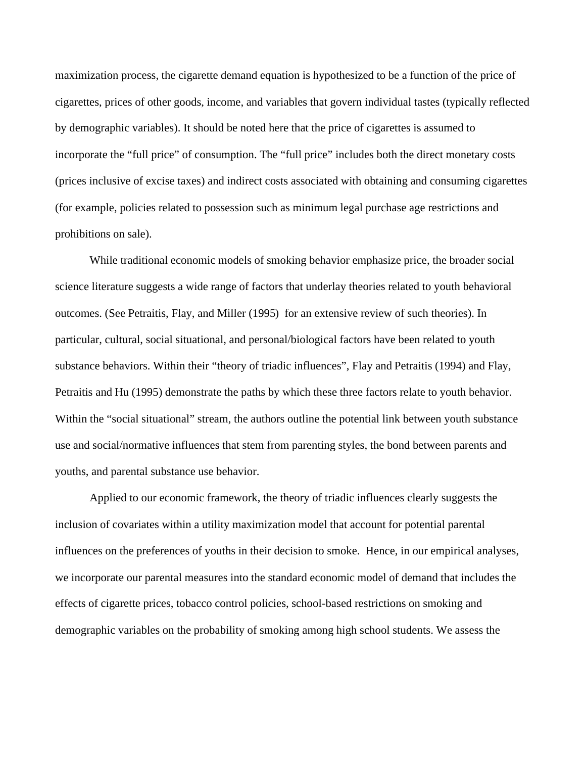maximization process, the cigarette demand equation is hypothesized to be a function of the price of cigarettes, prices of other goods, income, and variables that govern individual tastes (typically reflected by demographic variables). It should be noted here that the price of cigarettes is assumed to incorporate the "full price" of consumption. The "full price" includes both the direct monetary costs (prices inclusive of excise taxes) and indirect costs associated with obtaining and consuming cigarettes (for example, policies related to possession such as minimum legal purchase age restrictions and prohibitions on sale).

While traditional economic models of smoking behavior emphasize price, the broader social science literature suggests a wide range of factors that underlay theories related to youth behavioral outcomes. (See Petraitis, Flay, and Miller (1995) for an extensive review of such theories). In particular, cultural, social situational, and personal/biological factors have been related to youth substance behaviors. Within their "theory of triadic influences", Flay and Petraitis (1994) and Flay, Petraitis and Hu (1995) demonstrate the paths by which these three factors relate to youth behavior. Within the "social situational" stream, the authors outline the potential link between youth substance use and social/normative influences that stem from parenting styles, the bond between parents and youths, and parental substance use behavior.

Applied to our economic framework, the theory of triadic influences clearly suggests the inclusion of covariates within a utility maximization model that account for potential parental influences on the preferences of youths in their decision to smoke. Hence, in our empirical analyses, we incorporate our parental measures into the standard economic model of demand that includes the effects of cigarette prices, tobacco control policies, school-based restrictions on smoking and demographic variables on the probability of smoking among high school students. We assess the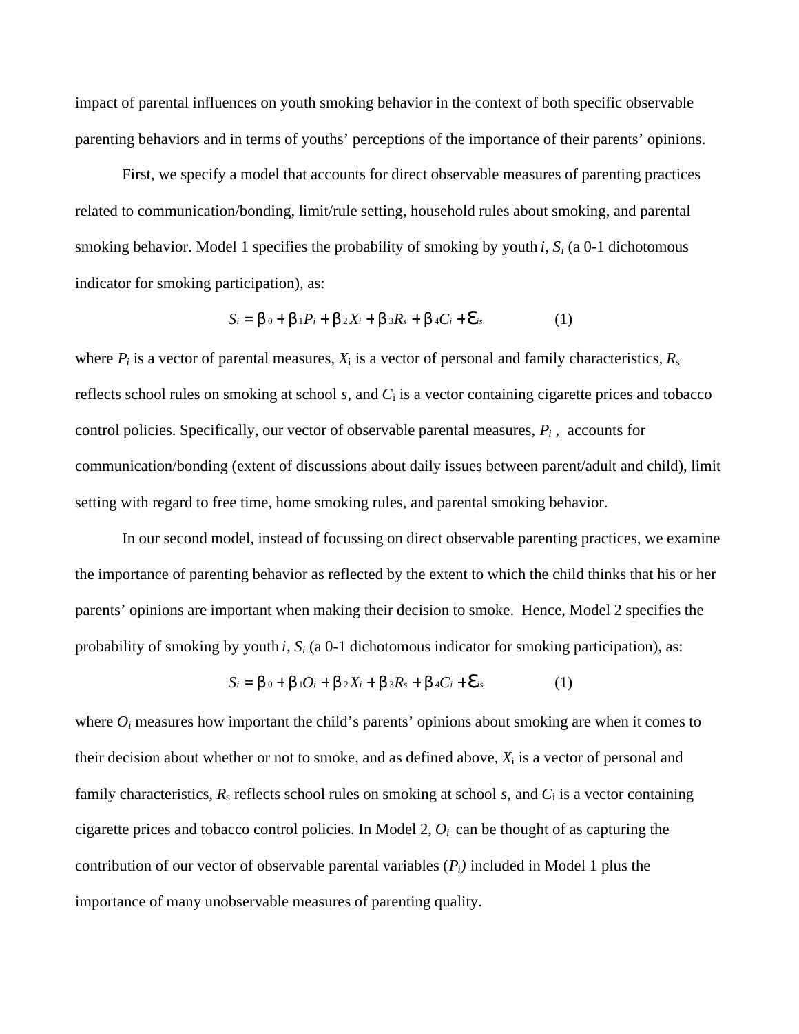impact of parental influences on youth smoking behavior in the context of both specific observable parenting behaviors and in terms of youths' perceptions of the importance of their parents' opinions.

First, we specify a model that accounts for direct observable measures of parenting practices related to communication/bonding, limit/rule setting, household rules about smoking, and parental smoking behavior. Model 1 specifies the probability of smoking by youth $i$, $S_i$ (a 0-1 dichotomous indicator for smoking participation), as:

$$S_i = \beta_0 + \beta_1 P_i + \beta_2 X_i + \beta_3 R_s + \beta_4 C_i + \varepsilon_{is} \qquad (1)$$

where $P_i$ is a vector of parental measures, $X_i$ is a vector of personal and family characteristics, $R_s$ reflects school rules on smoking at school $s$, and $C_i$ is a vector containing cigarette prices and tobacco control policies. Specifically, our vector of observable parental measures, $P_i$ , accounts for communication/bonding (extent of discussions about daily issues between parent/adult and child), limit setting with regard to free time, home smoking rules, and parental smoking behavior.

In our second model, instead of focussing on direct observable parenting practices, we examine the importance of parenting behavior as reflected by the extent to which the child thinks that his or her parents' opinions are important when making their decision to smoke. Hence, Model 2 specifies the probability of smoking by youth $i$, $S_i$ (a 0-1 dichotomous indicator for smoking participation), as:

$$S_i = \beta_0 + \beta_1 O_i + \beta_2 X_i + \beta_3 R_s + \beta_4 C_i + \varepsilon_{is} \qquad (1)$$

where $O_i$ measures how important the child's parents' opinions about smoking are when it comes to their decision about whether or not to smoke, and as defined above, $X_i$ is a vector of personal and family characteristics, $R_s$ reflects school rules on smoking at school $s$, and $C_i$ is a vector containing cigarette prices and tobacco control policies. In Model 2, $O_i$ can be thought of as capturing the contribution of our vector of observable parental variables ($P_i$) included in Model 1 plus the importance of many unobservable measures of parenting quality.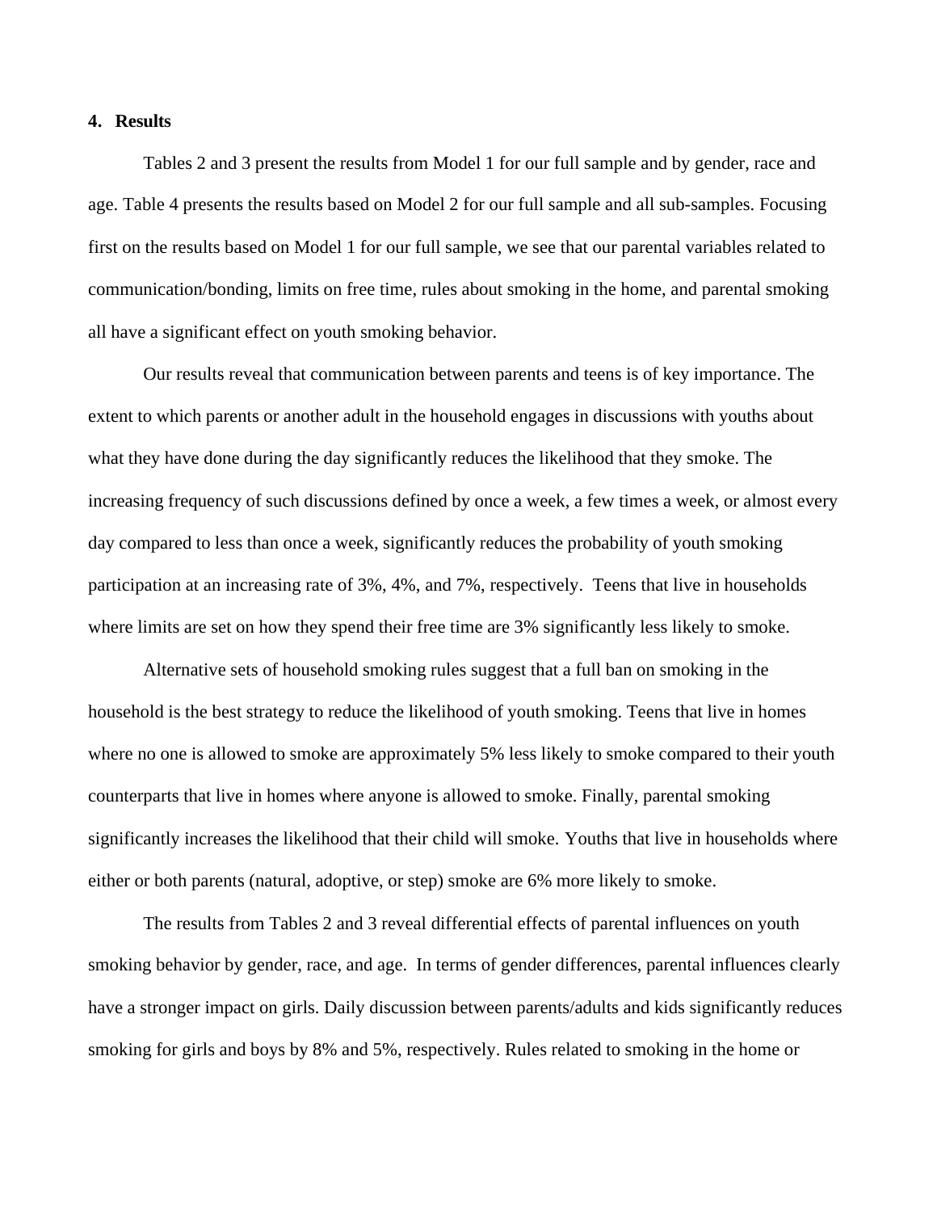## 4. Results

Tables 2 and 3 present the results from Model 1 for our full sample and by gender, race and age. Table 4 presents the results based on Model 2 for our full sample and all sub-samples. Focusing first on the results based on Model 1 for our full sample, we see that our parental variables related to communication/bonding, limits on free time, rules about smoking in the home, and parental smoking all have a significant effect on youth smoking behavior.

Our results reveal that communication between parents and teens is of key importance. The extent to which parents or another adult in the household engages in discussions with youths about what they have done during the day significantly reduces the likelihood that they smoke. The increasing frequency of such discussions defined by once a week, a few times a week, or almost every day compared to less than once a week, significantly reduces the probability of youth smoking participation at an increasing rate of 3%, 4%, and 7%, respectively. Teens that live in households where limits are set on how they spend their free time are 3% significantly less likely to smoke.

Alternative sets of household smoking rules suggest that a full ban on smoking in the household is the best strategy to reduce the likelihood of youth smoking. Teens that live in homes where no one is allowed to smoke are approximately 5% less likely to smoke compared to their youth counterparts that live in homes where anyone is allowed to smoke. Finally, parental smoking significantly increases the likelihood that their child will smoke. Youths that live in households where either or both parents (natural, adoptive, or step) smoke are 6% more likely to smoke.

The results from Tables 2 and 3 reveal differential effects of parental influences on youth smoking behavior by gender, race, and age. In terms of gender differences, parental influences clearly have a stronger impact on girls. Daily discussion between parents/adults and kids significantly reduces smoking for girls and boys by 8% and 5%, respectively. Rules related to smoking in the home or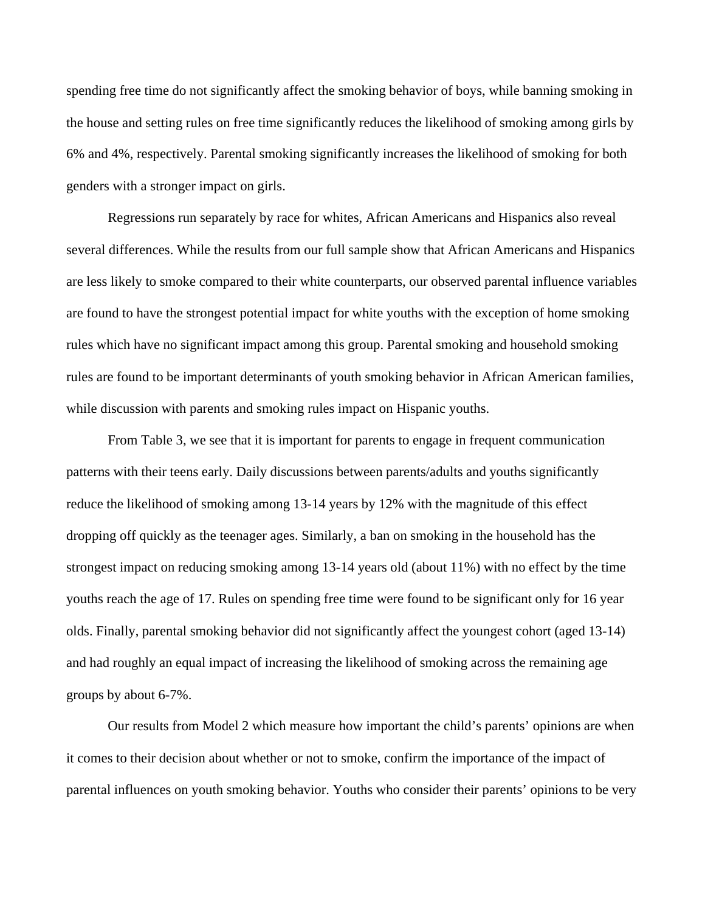spending free time do not significantly affect the smoking behavior of boys, while banning smoking in the house and setting rules on free time significantly reduces the likelihood of smoking among girls by 6% and 4%, respectively. Parental smoking significantly increases the likelihood of smoking for both genders with a stronger impact on girls.

Regressions run separately by race for whites, African Americans and Hispanics also reveal several differences. While the results from our full sample show that African Americans and Hispanics are less likely to smoke compared to their white counterparts, our observed parental influence variables are found to have the strongest potential impact for white youths with the exception of home smoking rules which have no significant impact among this group. Parental smoking and household smoking rules are found to be important determinants of youth smoking behavior in African American families, while discussion with parents and smoking rules impact on Hispanic youths.

From Table 3, we see that it is important for parents to engage in frequent communication patterns with their teens early. Daily discussions between parents/adults and youths significantly reduce the likelihood of smoking among 13-14 years by 12% with the magnitude of this effect dropping off quickly as the teenager ages. Similarly, a ban on smoking in the household has the strongest impact on reducing smoking among 13-14 years old (about 11%) with no effect by the time youths reach the age of 17. Rules on spending free time were found to be significant only for 16 year olds. Finally, parental smoking behavior did not significantly affect the youngest cohort (aged 13-14) and had roughly an equal impact of increasing the likelihood of smoking across the remaining age groups by about 6-7%.

Our results from Model 2 which measure how important the child's parents' opinions are when it comes to their decision about whether or not to smoke, confirm the importance of the impact of parental influences on youth smoking behavior. Youths who consider their parents' opinions to be very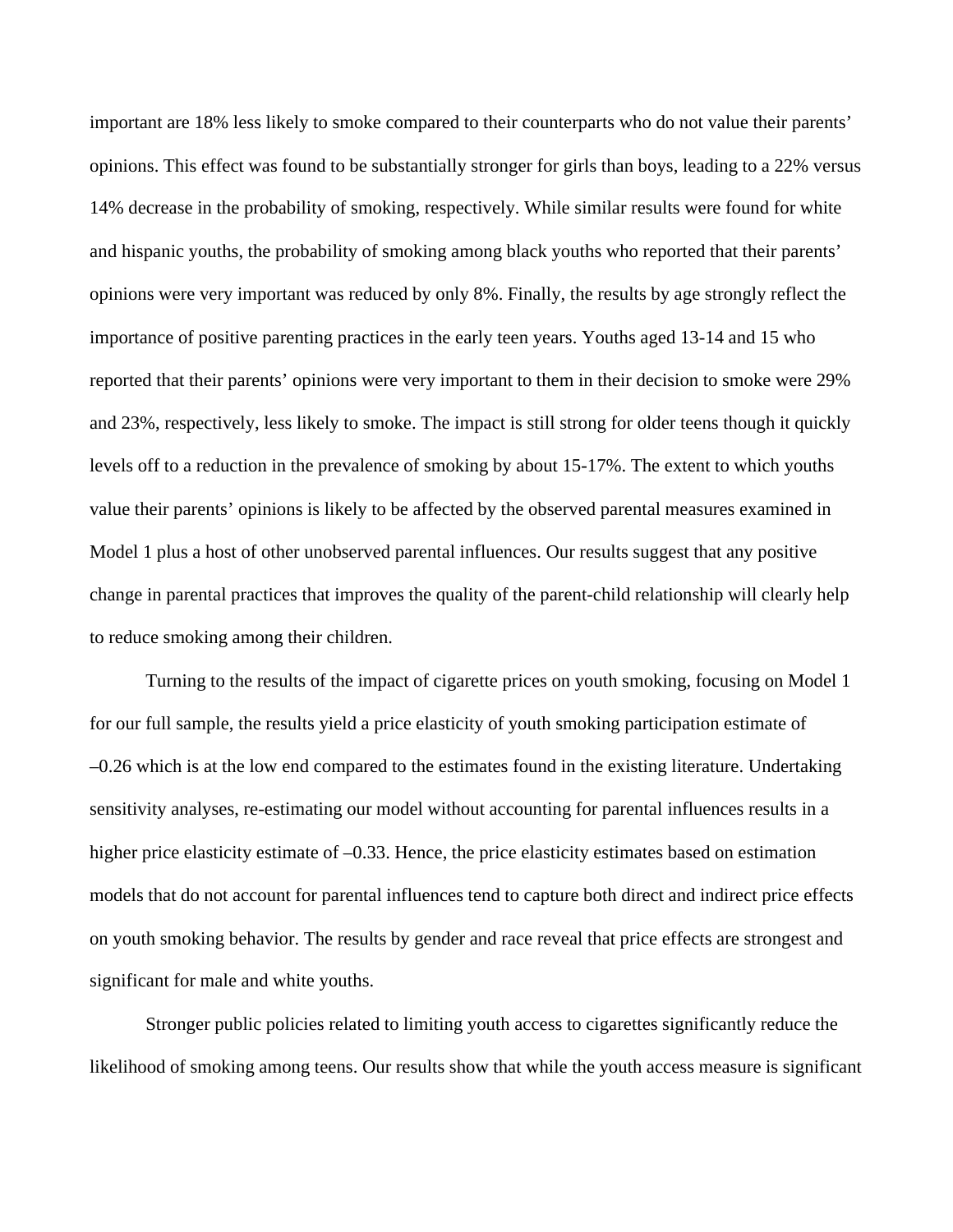important are 18% less likely to smoke compared to their counterparts who do not value their parents' opinions. This effect was found to be substantially stronger for girls than boys, leading to a 22% versus 14% decrease in the probability of smoking, respectively. While similar results were found for white and hispanic youths, the probability of smoking among black youths who reported that their parents' opinions were very important was reduced by only 8%. Finally, the results by age strongly reflect the importance of positive parenting practices in the early teen years. Youths aged 13-14 and 15 who reported that their parents' opinions were very important to them in their decision to smoke were 29% and 23%, respectively, less likely to smoke. The impact is still strong for older teens though it quickly levels off to a reduction in the prevalence of smoking by about 15-17%. The extent to which youths value their parents' opinions is likely to be affected by the observed parental measures examined in Model 1 plus a host of other unobserved parental influences. Our results suggest that any positive change in parental practices that improves the quality of the parent-child relationship will clearly help to reduce smoking among their children.

Turning to the results of the impact of cigarette prices on youth smoking, focusing on Model 1 for our full sample, the results yield a price elasticity of youth smoking participation estimate of –0.26 which is at the low end compared to the estimates found in the existing literature. Undertaking sensitivity analyses, re-estimating our model without accounting for parental influences results in a higher price elasticity estimate of –0.33. Hence, the price elasticity estimates based on estimation models that do not account for parental influences tend to capture both direct and indirect price effects on youth smoking behavior. The results by gender and race reveal that price effects are strongest and significant for male and white youths.

Stronger public policies related to limiting youth access to cigarettes significantly reduce the likelihood of smoking among teens. Our results show that while the youth access measure is significant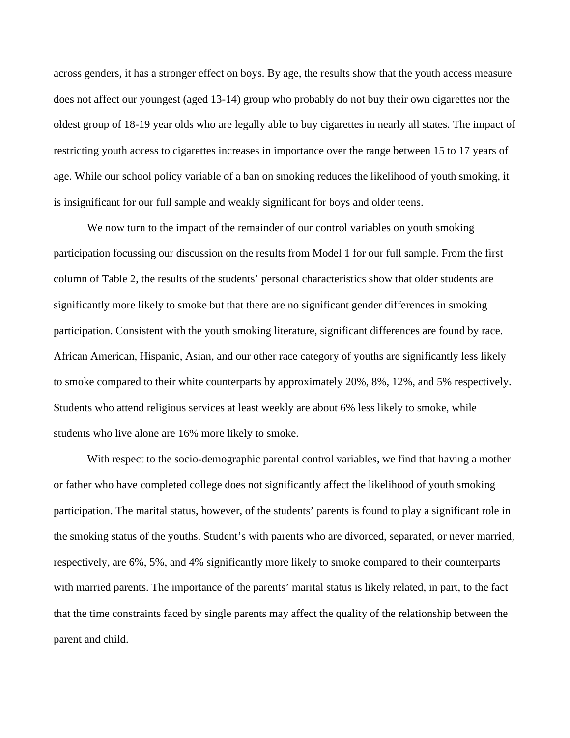across genders, it has a stronger effect on boys. By age, the results show that the youth access measure does not affect our youngest (aged 13-14) group who probably do not buy their own cigarettes nor the oldest group of 18-19 year olds who are legally able to buy cigarettes in nearly all states. The impact of restricting youth access to cigarettes increases in importance over the range between 15 to 17 years of age. While our school policy variable of a ban on smoking reduces the likelihood of youth smoking, it is insignificant for our full sample and weakly significant for boys and older teens.

We now turn to the impact of the remainder of our control variables on youth smoking participation focussing our discussion on the results from Model 1 for our full sample. From the first column of Table 2, the results of the students' personal characteristics show that older students are significantly more likely to smoke but that there are no significant gender differences in smoking participation. Consistent with the youth smoking literature, significant differences are found by race. African American, Hispanic, Asian, and our other race category of youths are significantly less likely to smoke compared to their white counterparts by approximately 20%, 8%, 12%, and 5% respectively. Students who attend religious services at least weekly are about 6% less likely to smoke, while students who live alone are 16% more likely to smoke.

With respect to the socio-demographic parental control variables, we find that having a mother or father who have completed college does not significantly affect the likelihood of youth smoking participation. The marital status, however, of the students' parents is found to play a significant role in the smoking status of the youths. Student's with parents who are divorced, separated, or never married, respectively, are 6%, 5%, and 4% significantly more likely to smoke compared to their counterparts with married parents. The importance of the parents' marital status is likely related, in part, to the fact that the time constraints faced by single parents may affect the quality of the relationship between the parent and child.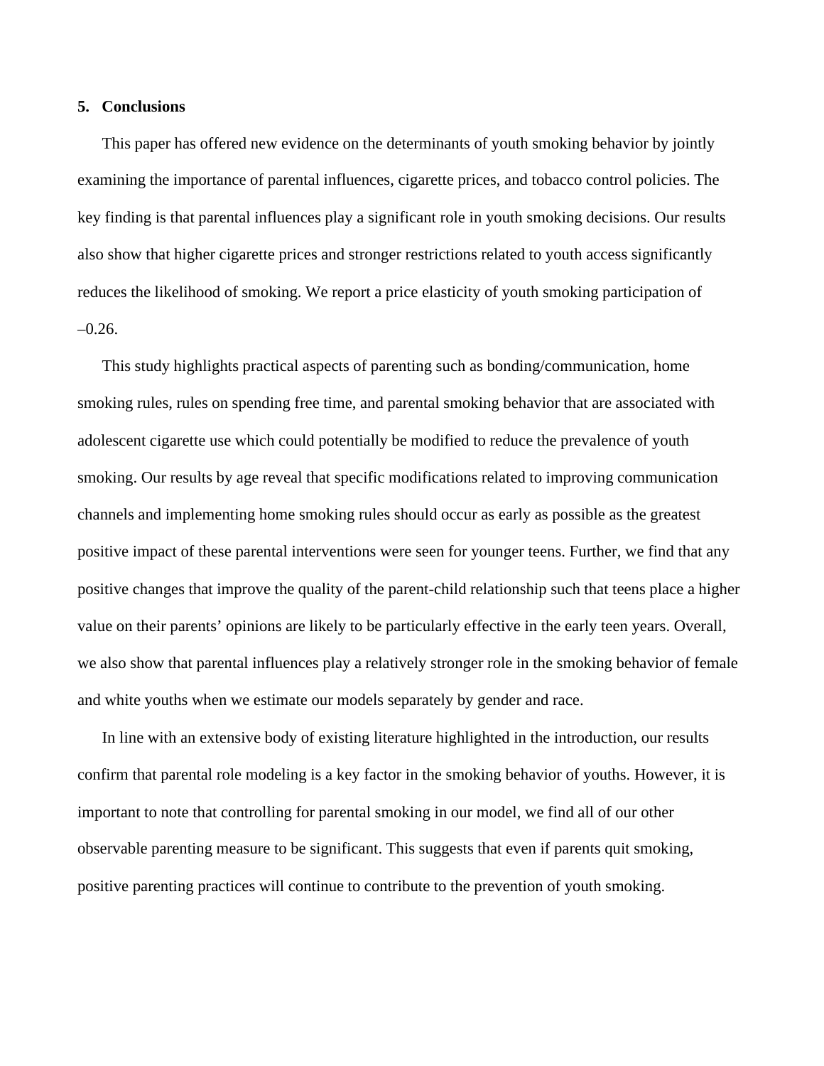## 5. Conclusions

This paper has offered new evidence on the determinants of youth smoking behavior by jointly examining the importance of parental influences, cigarette prices, and tobacco control policies. The key finding is that parental influences play a significant role in youth smoking decisions. Our results also show that higher cigarette prices and stronger restrictions related to youth access significantly reduces the likelihood of smoking. We report a price elasticity of youth smoking participation of –0.26.

This study highlights practical aspects of parenting such as bonding/communication, home smoking rules, rules on spending free time, and parental smoking behavior that are associated with adolescent cigarette use which could potentially be modified to reduce the prevalence of youth smoking. Our results by age reveal that specific modifications related to improving communication channels and implementing home smoking rules should occur as early as possible as the greatest positive impact of these parental interventions were seen for younger teens. Further, we find that any positive changes that improve the quality of the parent-child relationship such that teens place a higher value on their parents' opinions are likely to be particularly effective in the early teen years. Overall, we also show that parental influences play a relatively stronger role in the smoking behavior of female and white youths when we estimate our models separately by gender and race.

In line with an extensive body of existing literature highlighted in the introduction, our results confirm that parental role modeling is a key factor in the smoking behavior of youths. However, it is important to note that controlling for parental smoking in our model, we find all of our other observable parenting measure to be significant. This suggests that even if parents quit smoking, positive parenting practices will continue to contribute to the prevention of youth smoking.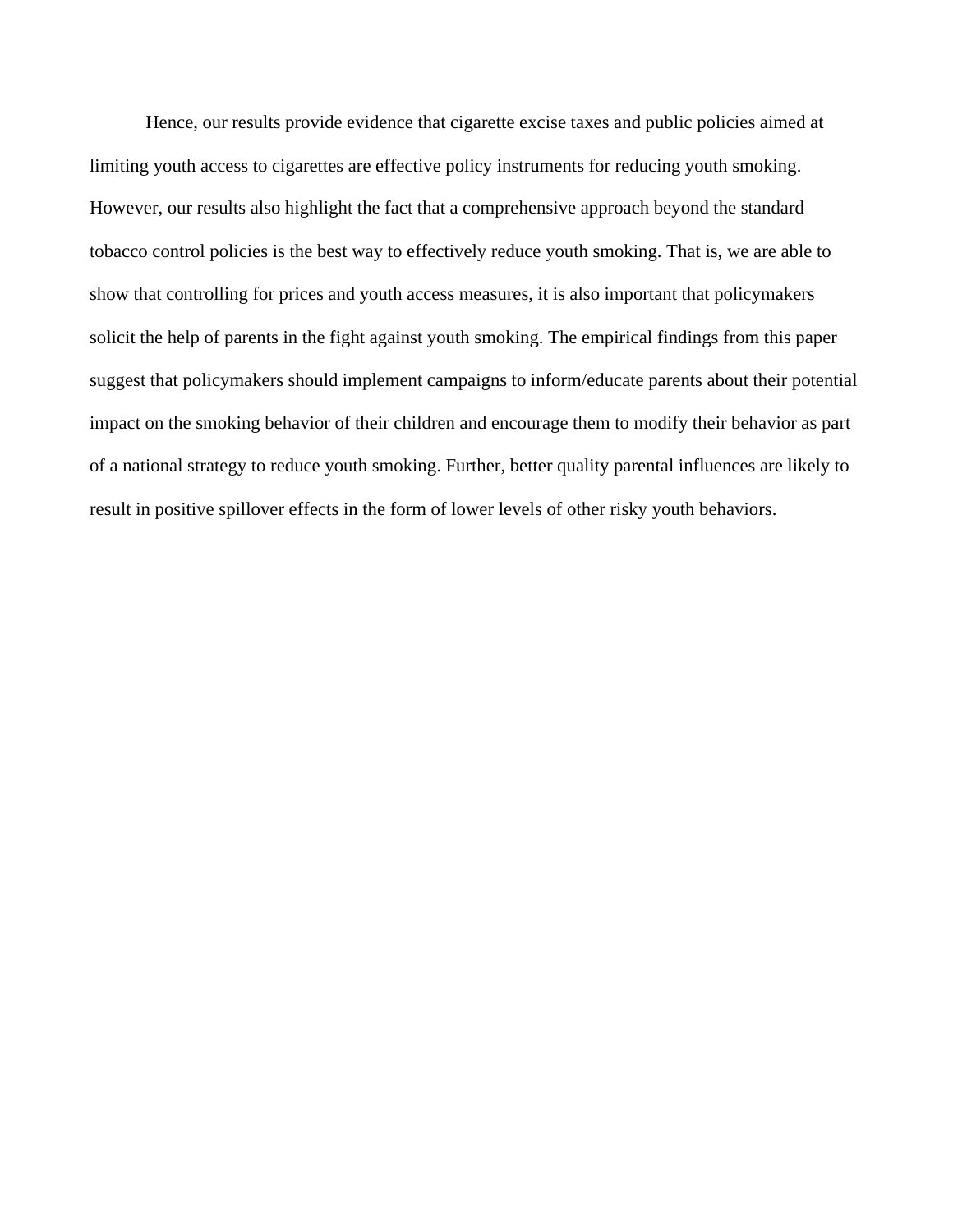Hence, our results provide evidence that cigarette excise taxes and public policies aimed at limiting youth access to cigarettes are effective policy instruments for reducing youth smoking. However, our results also highlight the fact that a comprehensive approach beyond the standard tobacco control policies is the best way to effectively reduce youth smoking. That is, we are able to show that controlling for prices and youth access measures, it is also important that policymakers solicit the help of parents in the fight against youth smoking. The empirical findings from this paper suggest that policymakers should implement campaigns to inform/educate parents about their potential impact on the smoking behavior of their children and encourage them to modify their behavior as part of a national strategy to reduce youth smoking. Further, better quality parental influences are likely to result in positive spillover effects in the form of lower levels of other risky youth behaviors.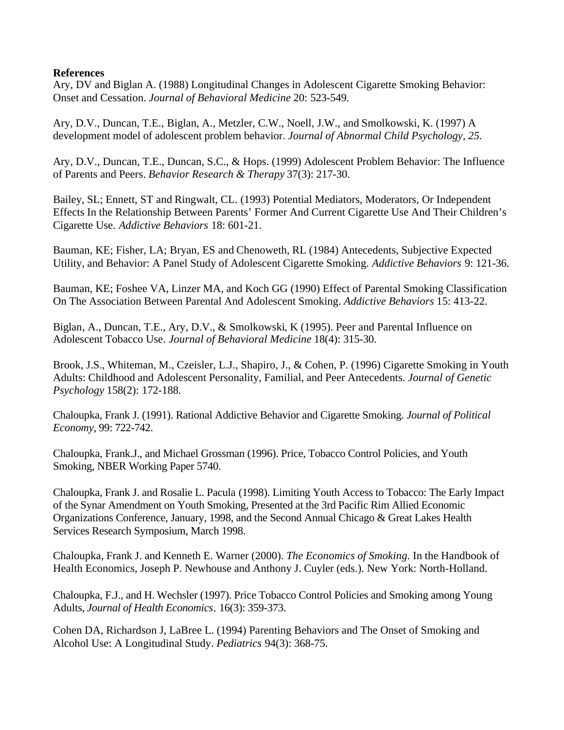**References**

Ary, DV and Biglan A. (1988) Longitudinal Changes in Adolescent Cigarette Smoking Behavior: Onset and Cessation. *Journal of Behavioral Medicine* 20: 523-549.

Ary, D.V., Duncan, T.E., Biglan, A., Metzler, C.W., Noell, J.W., and Smolkowski, K. (1997) A development model of adolescent problem behavior. *Journal of Abnormal Child Psychology, 25.*

Ary, D.V., Duncan, T.E., Duncan, S.C., & Hops. (1999) Adolescent Problem Behavior: The Influence of Parents and Peers. *Behavior Research & Therapy* 37(3): 217-30.

Bailey, SL; Ennett, ST and Ringwalt, CL. (1993) Potential Mediators, Moderators, Or Independent Effects In the Relationship Between Parents' Former And Current Cigarette Use And Their Children's Cigarette Use. *Addictive Behaviors* 18: 601-21.

Bauman, KE; Fisher, LA; Bryan, ES and Chenoweth, RL (1984) Antecedents, Subjective Expected Utility, and Behavior: A Panel Study of Adolescent Cigarette Smoking. *Addictive Behaviors* 9: 121-36.

Bauman, KE; Foshee VA, Linzer MA, and Koch GG (1990) Effect of Parental Smoking Classification On The Association Between Parental And Adolescent Smoking. *Addictive Behaviors* 15: 413-22.

Biglan, A., Duncan, T.E., Ary, D.V., & Smolkowski, K (1995). Peer and Parental Influence on Adolescent Tobacco Use. *Journal of Behavioral Medicine* 18(4): 315-30.

Brook, J.S., Whiteman, M., Czeisler, L.J., Shapiro, J., & Cohen, P. (1996) Cigarette Smoking in Youth Adults: Childhood and Adolescent Personality, Familial, and Peer Antecedents. *Journal of Genetic Psychology* 158(2): 172-188.

Chaloupka, Frank J. (1991). Rational Addictive Behavior and Cigarette Smoking. *Journal of Political Economy*, 99: 722-742.

Chaloupka, Frank.J., and Michael Grossman (1996). Price, Tobacco Control Policies, and Youth Smoking, NBER Working Paper 5740.

Chaloupka, Frank J. and Rosalie L. Pacula (1998). Limiting Youth Access to Tobacco: The Early Impact of the Synar Amendment on Youth Smoking, Presented at the 3rd Pacific Rim Allied Economic Organizations Conference, January, 1998, and the Second Annual Chicago & Great Lakes Health Services Research Symposium, March 1998.

Chaloupka, Frank J. and Kenneth E. Warner (2000). *The Economics of Smoking*. In the Handbook of Health Economics, Joseph P. Newhouse and Anthony J. Cuyler (eds.). New York: North-Holland.

Chaloupka, F.J., and H. Wechsler (1997). Price Tobacco Control Policies and Smoking among Young Adults, *Journal of Health Economics*, 16(3): 359-373.

Cohen DA, Richardson J, LaBree L. (1994) Parenting Behaviors and The Onset of Smoking and Alcohol Use: A Longitudinal Study. *Pediatrics* 94(3): 368-75.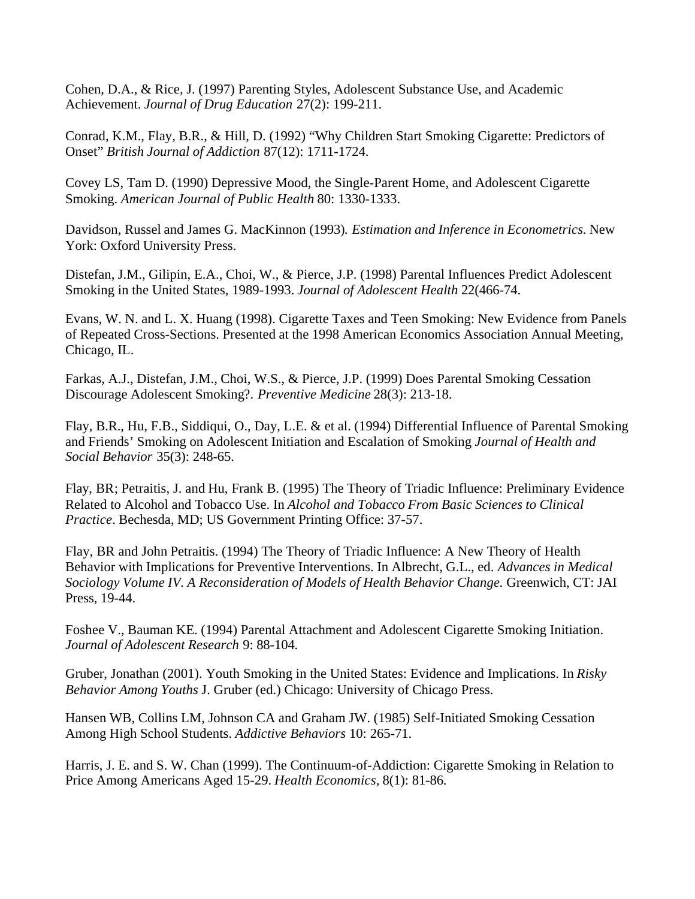Cohen, D.A., & Rice, J. (1997) Parenting Styles, Adolescent Substance Use, and Academic Achievement. *Journal of Drug Education* 27(2): 199-211.

Conrad, K.M., Flay, B.R., & Hill, D. (1992) "Why Children Start Smoking Cigarette: Predictors of Onset" *British Journal of Addiction* 87(12): 1711-1724.

Covey LS, Tam D. (1990) Depressive Mood, the Single-Parent Home, and Adolescent Cigarette Smoking. *American Journal of Public Health* 80: 1330-1333.

Davidson, Russel and James G. MacKinnon (1993). *Estimation and Inference in Econometrics.* New York: Oxford University Press.

Distefan, J.M., Gilipin, E.A., Choi, W., & Pierce, J.P. (1998) Parental Influences Predict Adolescent Smoking in the United States, 1989-1993. *Journal of Adolescent Health* 22(466-74.

Evans, W. N. and L. X. Huang (1998). Cigarette Taxes and Teen Smoking: New Evidence from Panels of Repeated Cross-Sections. Presented at the 1998 American Economics Association Annual Meeting, Chicago, IL.

Farkas, A.J., Distefan, J.M., Choi, W.S., & Pierce, J.P. (1999) Does Parental Smoking Cessation Discourage Adolescent Smoking?. *Preventive Medicine* 28(3): 213-18.

Flay, B.R., Hu, F.B., Siddiqui, O., Day, L.E. & et al. (1994) Differential Influence of Parental Smoking and Friends' Smoking on Adolescent Initiation and Escalation of Smoking *Journal of Health and Social Behavior* 35(3): 248-65.

Flay, BR; Petraitis, J. and Hu, Frank B. (1995) The Theory of Triadic Influence: Preliminary Evidence Related to Alcohol and Tobacco Use. In *Alcohol and Tobacco From Basic Sciences to Clinical Practice*. Bechesda, MD; US Government Printing Office: 37-57.

Flay, BR and John Petraitis. (1994) The Theory of Triadic Influence: A New Theory of Health Behavior with Implications for Preventive Interventions. In Albrecht, G.L., ed. *Advances in Medical Sociology Volume IV. A Reconsideration of Models of Health Behavior Change.* Greenwich, CT: JAI Press, 19-44.

Foshee V., Bauman KE. (1994) Parental Attachment and Adolescent Cigarette Smoking Initiation. *Journal of Adolescent Research* 9: 88-104.

Gruber, Jonathan (2001). Youth Smoking in the United States: Evidence and Implications. In *Risky Behavior Among Youths* J. Gruber (ed.) Chicago: University of Chicago Press.

Hansen WB, Collins LM, Johnson CA and Graham JW. (1985) Self-Initiated Smoking Cessation Among High School Students. *Addictive Behaviors* 10: 265-71.

Harris, J. E. and S. W. Chan (1999). The Continuum-of-Addiction: Cigarette Smoking in Relation to Price Among Americans Aged 15-29. *Health Economics,* 8(1): 81-86.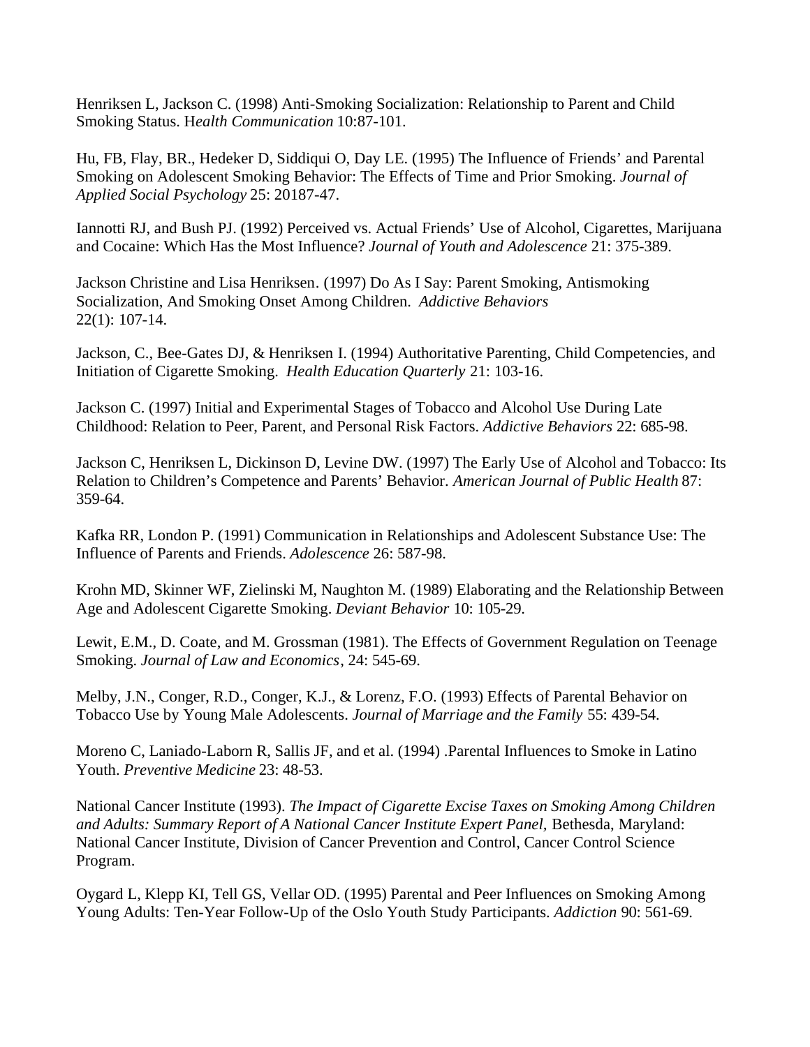Henriksen L, Jackson C. (1998) Anti-Smoking Socialization: Relationship to Parent and Child Smoking Status. H*ealth Communication* 10:87-101.

Hu, FB, Flay, BR., Hedeker D, Siddiqui O, Day LE. (1995) The Influence of Friends' and Parental Smoking on Adolescent Smoking Behavior: The Effects of Time and Prior Smoking. *Journal of Applied Social Psychology* 25: 20187-47.

Iannotti RJ, and Bush PJ. (1992) Perceived vs. Actual Friends' Use of Alcohol, Cigarettes, Marijuana and Cocaine: Which Has the Most Influence? *Journal of Youth and Adolescence* 21: 375-389.

Jackson Christine and Lisa Henriksen. (1997) Do As I Say: Parent Smoking, Antismoking Socialization, And Smoking Onset Among Children. *Addictive Behaviors* 22(1): 107-14.

Jackson, C., Bee-Gates DJ, & Henriksen I. (1994) Authoritative Parenting, Child Competencies, and Initiation of Cigarette Smoking. *Health Education Quarterly* 21: 103-16.

Jackson C. (1997) Initial and Experimental Stages of Tobacco and Alcohol Use During Late Childhood: Relation to Peer, Parent, and Personal Risk Factors. *Addictive Behaviors* 22: 685-98.

Jackson C, Henriksen L, Dickinson D, Levine DW. (1997) The Early Use of Alcohol and Tobacco: Its Relation to Children's Competence and Parents' Behavior. *American Journal of Public Health* 87: 359-64.

Kafka RR, London P. (1991) Communication in Relationships and Adolescent Substance Use: The Influence of Parents and Friends. *Adolescence* 26: 587-98.

Krohn MD, Skinner WF, Zielinski M, Naughton M. (1989) Elaborating and the Relationship Between Age and Adolescent Cigarette Smoking. *Deviant Behavior* 10: 105-29.

Lewit, E.M., D. Coate, and M. Grossman (1981). The Effects of Government Regulation on Teenage Smoking. *Journal of Law and Economics*, 24: 545-69.

Melby, J.N., Conger, R.D., Conger, K.J., & Lorenz, F.O. (1993) Effects of Parental Behavior on Tobacco Use by Young Male Adolescents. *Journal of Marriage and the Family* 55: 439-54.

Moreno C, Laniado-Laborn R, Sallis JF, and et al. (1994) .Parental Influences to Smoke in Latino Youth. *Preventive Medicine* 23: 48-53.

National Cancer Institute (1993). *The Impact of Cigarette Excise Taxes on Smoking Among Children and Adults: Summary Report of A National Cancer Institute Expert Panel,* Bethesda, Maryland: National Cancer Institute, Division of Cancer Prevention and Control, Cancer Control Science Program.

Oygard L, Klepp KI, Tell GS, Vellar OD. (1995) Parental and Peer Influences on Smoking Among Young Adults: Ten-Year Follow-Up of the Oslo Youth Study Participants. *Addiction* 90: 561-69.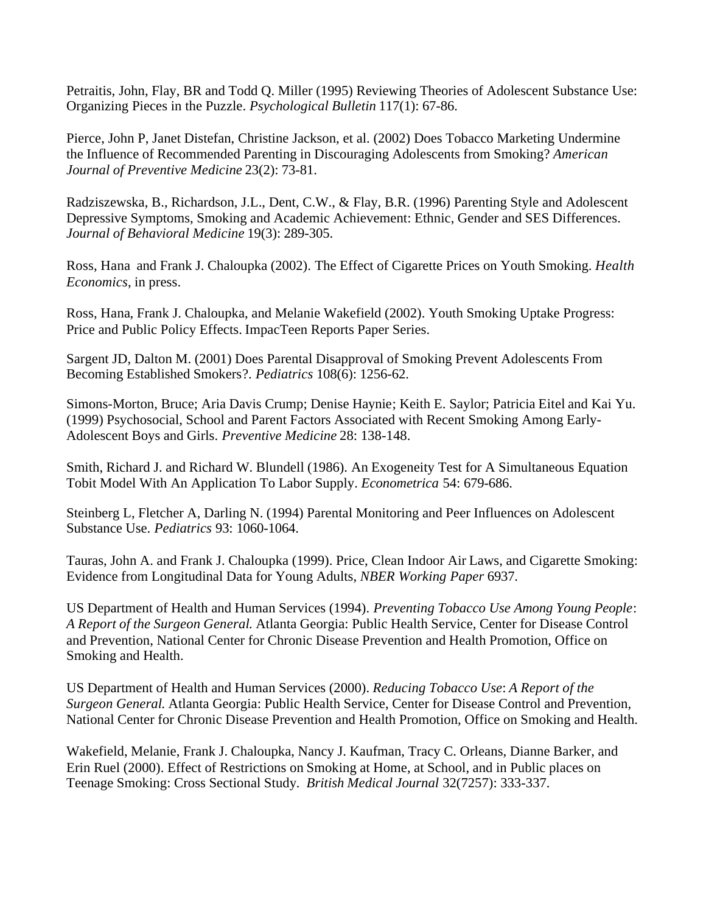Petraitis, John, Flay, BR and Todd Q. Miller (1995) Reviewing Theories of Adolescent Substance Use: Organizing Pieces in the Puzzle. *Psychological Bulletin* 117(1): 67-86.

Pierce, John P, Janet Distefan, Christine Jackson, et al. (2002) Does Tobacco Marketing Undermine the Influence of Recommended Parenting in Discouraging Adolescents from Smoking? *American Journal of Preventive Medicine* 23(2): 73-81.

Radziszewska, B., Richardson, J.L., Dent, C.W., & Flay, B.R. (1996) Parenting Style and Adolescent Depressive Symptoms, Smoking and Academic Achievement: Ethnic, Gender and SES Differences. *Journal of Behavioral Medicine* 19(3): 289-305.

Ross, Hana and Frank J. Chaloupka (2002). The Effect of Cigarette Prices on Youth Smoking. *Health Economics*, in press.

Ross, Hana, Frank J. Chaloupka, and Melanie Wakefield (2002). Youth Smoking Uptake Progress: Price and Public Policy Effects. ImpacTeen Reports Paper Series.

Sargent JD, Dalton M. (2001) Does Parental Disapproval of Smoking Prevent Adolescents From Becoming Established Smokers?. *Pediatrics* 108(6): 1256-62.

Simons-Morton, Bruce; Aria Davis Crump; Denise Haynie; Keith E. Saylor; Patricia Eitel and Kai Yu. (1999) Psychosocial, School and Parent Factors Associated with Recent Smoking Among Early-Adolescent Boys and Girls. *Preventive Medicine* 28: 138-148.

Smith, Richard J. and Richard W. Blundell (1986). An Exogeneity Test for A Simultaneous Equation Tobit Model With An Application To Labor Supply. *Econometrica* 54: 679-686.

Steinberg L, Fletcher A, Darling N. (1994) Parental Monitoring and Peer Influences on Adolescent Substance Use. *Pediatrics* 93: 1060-1064.

Tauras, John A. and Frank J. Chaloupka (1999). Price, Clean Indoor Air Laws, and Cigarette Smoking: Evidence from Longitudinal Data for Young Adults, *NBER Working Paper* 6937.

US Department of Health and Human Services (1994). *Preventing Tobacco Use Among Young People*: *A Report of the Surgeon General.* Atlanta Georgia: Public Health Service, Center for Disease Control and Prevention, National Center for Chronic Disease Prevention and Health Promotion, Office on Smoking and Health.

US Department of Health and Human Services (2000). *Reducing Tobacco Use*: *A Report of the Surgeon General.* Atlanta Georgia: Public Health Service, Center for Disease Control and Prevention, National Center for Chronic Disease Prevention and Health Promotion, Office on Smoking and Health.

Wakefield, Melanie, Frank J. Chaloupka, Nancy J. Kaufman, Tracy C. Orleans, Dianne Barker, and Erin Ruel (2000). Effect of Restrictions on Smoking at Home, at School, and in Public places on Teenage Smoking: Cross Sectional Study. *British Medical Journal* 32(7257): 333-337.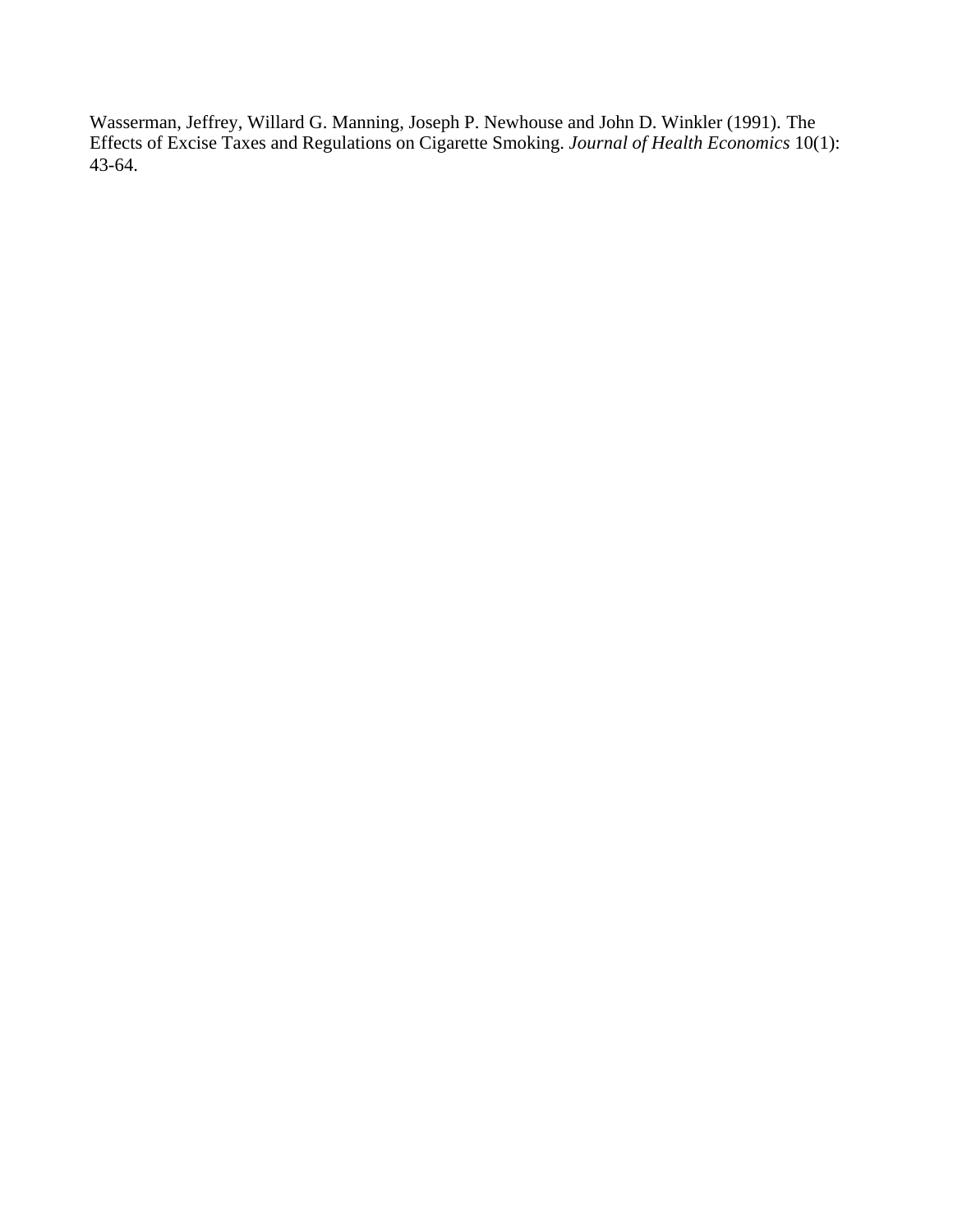Wasserman, Jeffrey, Willard G. Manning, Joseph P. Newhouse and John D. Winkler (1991). The Effects of Excise Taxes and Regulations on Cigarette Smoking. *Journal of Health Economics* 10(1): 43-64.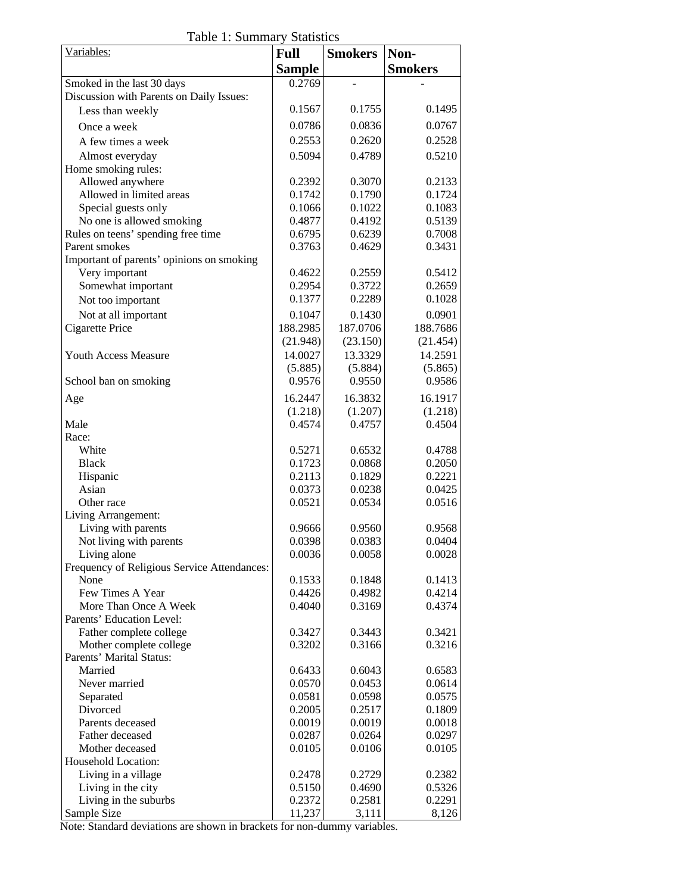Table 1: Summary Statistics

| Variables: | Full Sample | Smokers | Non-Smokers |
|---|---|---|---|
| Smoked in the last 30 days | 0.2769 | - | - |
| Discussion with Parents on Daily Issues: | | | |
| Less than weekly | 0.1567 | 0.1755 | 0.1495 |
| Once a week | 0.0786 | 0.0836 | 0.0767 |
| A few times a week | 0.2553 | 0.2620 | 0.2528 |
| Almost everyday | 0.5094 | 0.4789 | 0.5210 |
| Home smoking rules: | | | |
| Allowed anywhere | 0.2392 | 0.3070 | 0.2133 |
| Allowed in limited areas | 0.1742 | 0.1790 | 0.1724 |
| Special guests only | 0.1066 | 0.1022 | 0.1083 |
| No one is allowed smoking | 0.4877 | 0.4192 | 0.5139 |
| Rules on teens' spending free time | 0.6795 | 0.6239 | 0.7008 |
| Parent smokes | 0.3763 | 0.4629 | 0.3431 |
| Important of parents' opinions on smoking | | | |
| Very important | 0.4622 | 0.2559 | 0.5412 |
| Somewhat important | 0.2954 | 0.3722 | 0.2659 |
| Not too important | 0.1377 | 0.2289 | 0.1028 |
| Not at all important | 0.1047 | 0.1430 | 0.0901 |
| Cigarette Price | 188.2985 | 187.0706 | 188.7686 |
| | (21.948) | (23.150) | (21.454) |
| Youth Access Measure | 14.0027 | 13.3329 | 14.2591 |
| | (5.885) | (5.884) | (5.865) |
| School ban on smoking | 0.9576 | 0.9550 | 0.9586 |
| Age | 16.2447 | 16.3832 | 16.1917 |
| | (1.218) | (1.207) | (1.218) |
| Male | 0.4574 | 0.4757 | 0.4504 |
| Race: | | | |
| White | 0.5271 | 0.6532 | 0.4788 |
| Black | 0.1723 | 0.0868 | 0.2050 |
| Hispanic | 0.2113 | 0.1829 | 0.2221 |
| Asian | 0.0373 | 0.0238 | 0.0425 |
| Other race | 0.0521 | 0.0534 | 0.0516 |
| Living Arrangement: | | | |
| Living with parents | 0.9666 | 0.9560 | 0.9568 |
| Not living with parents | 0.0398 | 0.0383 | 0.0404 |
| Living alone | 0.0036 | 0.0058 | 0.0028 |
| Frequency of Religious Service Attendances: | | | |
| None | 0.1533 | 0.1848 | 0.1413 |
| Few Times A Year | 0.4426 | 0.4982 | 0.4214 |
| More Than Once A Week | 0.4040 | 0.3169 | 0.4374 |
| Parents' Education Level: | | | |
| Father complete college | 0.3427 | 0.3443 | 0.3421 |
| Mother complete college | 0.3202 | 0.3166 | 0.3216 |
| Parents' Marital Status: | | | |
| Married | 0.6433 | 0.6043 | 0.6583 |
| Never married | 0.0570 | 0.0453 | 0.0614 |
| Separated | 0.0581 | 0.0598 | 0.0575 |
| Divorced | 0.2005 | 0.2517 | 0.1809 |
| Parents deceased | 0.0019 | 0.0019 | 0.0018 |
| Father deceased | 0.0287 | 0.0264 | 0.0297 |
| Mother deceased | 0.0105 | 0.0106 | 0.0105 |
| Household Location: | | | |
| Living in a village | 0.2478 | 0.2729 | 0.2382 |
| Living in the city | 0.5150 | 0.4690 | 0.5326 |
| Living in the suburbs | 0.2372 | 0.2581 | 0.2291 |
| Sample Size | 11,237 | 3,111 | 8,126 |

Note: Standard deviations are shown in brackets for non-dummy variables.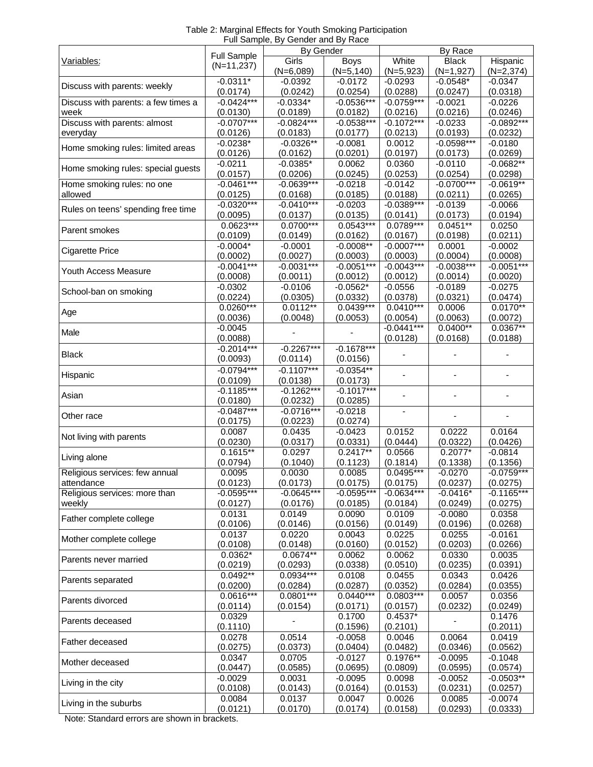Table 2: Marginal Effects for Youth Smoking Participation
Full Sample, By Gender and By Race

| Variables: | Full Sample (N=11,237) | By Gender Girls (N=6,089) | Boys (N=5,140) | By Race White (N=5,923) | Black (N=1,927) | Hispanic (N=2,374) |
|---|---|---|---|---|---|---|
| Discuss with parents: weekly | -0.0311* (0.0174) | -0.0392 (0.0242) | -0.0172 (0.0254) | -0.0293 (0.0288) | -0.0548* (0.0247) | -0.0347 (0.0318) |
| Discuss with parents: a few times a week | -0.0424*** (0.0130) | -0.0334* (0.0189) | -0.0536*** (0.0182) | -0.0759*** (0.0216) | -0.0021 (0.0216) | -0.0226 (0.0246) |
| Discuss with parents: almost everyday | -0.0707*** (0.0126) | -0.0824*** (0.0183) | -0.0538*** (0.0177) | -0.1072*** (0.0213) | -0.0233 (0.0193) | -0.0892*** (0.0232) |
| Home smoking rules: limited areas | -0.0238* (0.0126) | -0.0326** (0.0162) | -0.0081 (0.0201) | 0.0012 (0.0197) | -0.0598*** (0.0173) | -0.0180 (0.0269) |
| Home smoking rules: special guests | -0.0211 (0.0157) | -0.0385* (0.0206) | 0.0062 (0.0245) | 0.0360 (0.0253) | -0.0110 (0.0254) | -0.0682** (0.0298) |
| Home smoking rules: no one allowed | -0.0461*** (0.0125) | -0.0639*** (0.0168) | -0.0218 (0.0185) | -0.0142 (0.0188) | -0.0700*** (0.0211) | -0.0619** (0.0265) |
| Rules on teens' spending free time | -0.0320*** (0.0095) | -0.0410*** (0.0137) | -0.0203 (0.0135) | -0.0389*** (0.0141) | -0.0139 (0.0173) | -0.0066 (0.0194) |
| Parent smokes | 0.0623*** (0.0109) | 0.0700*** (0.0149) | 0.0543*** (0.0162) | 0.0789*** (0.0167) | 0.0451** (0.0198) | 0.0250 (0.0211) |
| Cigarette Price | -0.0004* (0.0002) | -0.0001 (0.0027) | -0.0008** (0.0003) | -0.0007*** (0.0003) | 0.0001 (0.0004) | -0.0002 (0.0008) |
| Youth Access Measure | -0.0041*** (0.0008) | -0.0031*** (0.0011) | -0.0051*** (0.0012) | -0.0043*** (0.0012) | -0.0038*** (0.0014) | -0.0051*** (0.0020) |
| School-ban on smoking | -0.0302 (0.0224) | -0.0106 (0.0305) | -0.0562* (0.0332) | -0.0556 (0.0378) | -0.0189 (0.0321) | -0.0275 (0.0474) |
| Age | 0.0260*** (0.0036) | 0.0112** (0.0048) | 0.0439*** (0.0053) | 0.0410*** (0.0054) | 0.0006 (0.0063) | 0.0170** (0.0072) |
| Male | -0.0045 (0.0088) | - | - | -0.0441*** (0.0128) | 0.0400** (0.0168) | 0.0367** (0.0188) |
| Black | -0.2014*** (0.0093) | -0.2267*** (0.0114) | -0.1678*** (0.0156) | - | - | - |
| Hispanic | -0.0794*** (0.0109) | -0.1107*** (0.0138) | -0.0354** (0.0173) | - | - | - |
| Asian | -0.1185*** (0.0180) | -0.1262*** (0.0232) | -0.1017*** (0.0285) | - | - | - |
| Other race | -0.0487*** (0.0175) | -0.0716*** (0.0223) | -0.0218 (0.0274) | - | - | - |
| Not living with parents | 0.0087 (0.0230) | 0.0435 (0.0317) | -0.0423 (0.0331) | 0.0152 (0.0444) | 0.0222 (0.0322) | 0.0164 (0.0426) |
| Living alone | 0.1615** (0.0794) | 0.0297 (0.1040) | 0.2417** (0.1123) | 0.0566 (0.1814) | 0.2077* (0.1338) | -0.0814 (0.1356) |
| Religious services: few annual attendance | 0.0095 (0.0123) | 0.0030 (0.0173) | 0.0085 (0.0175) | 0.0495*** (0.0175) | -0.0270 (0.0237) | -0.0759*** (0.0275) |
| Religious services: more than weekly | -0.0595*** (0.0127) | -0.0645*** (0.0176) | -0.0595*** (0.0185) | -0.0634*** (0.0184) | -0.0416* (0.0249) | -0.1165*** (0.0275) |
| Father complete college | 0.0131 (0.0106) | 0.0149 (0.0146) | 0.0090 (0.0156) | 0.0109 (0.0149) | -0.0080 (0.0196) | 0.0358 (0.0268) |
| Mother complete college | 0.0137 (0.0108) | 0.0220 (0.0148) | 0.0043 (0.0160) | 0.0225 (0.0152) | 0.0255 (0.0203) | -0.0161 (0.0266) |
| Parents never married | 0.0362* (0.0219) | 0.0674** (0.0293) | 0.0062 (0.0338) | 0.0062 (0.0510) | 0.0330 (0.0235) | 0.0035 (0.0391) |
| Parents separated | 0.0492** (0.0200) | 0.0934*** (0.0284) | 0.0108 (0.0287) | 0.0455 (0.0352) | 0.0343 (0.0284) | 0.0426 (0.0355) |
| Parents divorced | 0.0616*** (0.0114) | 0.0801*** (0.0154) | 0.0440*** (0.0171) | 0.0803*** (0.0157) | 0.0057 (0.0232) | 0.0356 (0.0249) |
| Parents deceased | 0.0329 (0.1110) | - | 0.1700 (0.1596) | 0.4537* (0.2101) | - | 0.1476 (0.2011) |
| Father deceased | 0.0278 (0.0275) | 0.0514 (0.0373) | -0.0058 (0.0404) | 0.0046 (0.0482) | 0.0064 (0.0346) | 0.0419 (0.0562) |
| Mother deceased | 0.0347 (0.0447) | 0.0705 (0.0585) | -0.0127 (0.0695) | 0.1976** (0.0809) | -0.0095 (0.0595) | -0.1048 (0.0574) |
| Living in the city | -0.0029 (0.0108) | 0.0031 (0.0143) | -0.0095 (0.0164) | 0.0098 (0.0153) | -0.0052 (0.0231) | -0.0503** (0.0257) |
| Living in the suburbs | 0.0084 (0.0121) | 0.0137 (0.0170) | 0.0047 (0.0174) | 0.0026 (0.0158) | 0.0085 (0.0293) | -0.0074 (0.0333) |

Note: Standard errors are shown in brackets.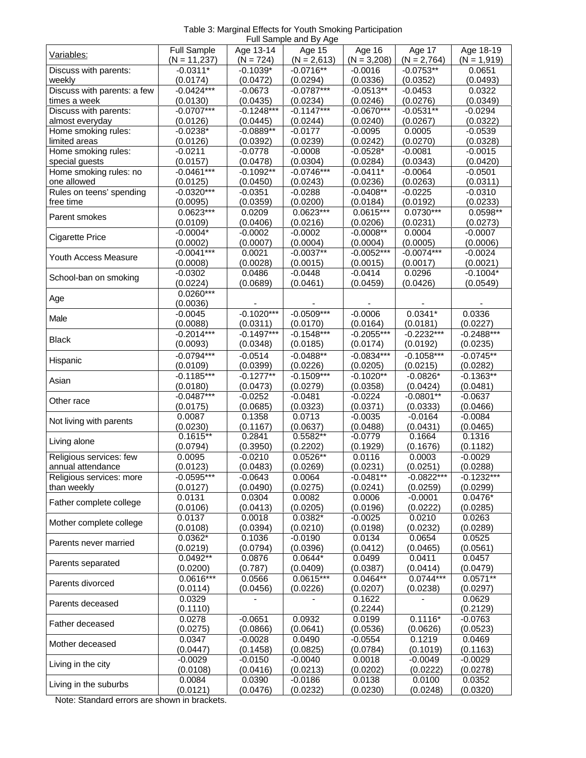Table 3: Marginal Effects for Youth Smoking Participation
Full Sample and By Age

| Variables: | Full Sample (N = 11,237) | Age 13-14 (N = 724) | Age 15 (N = 2,613) | Age 16 (N = 3,208) | Age 17 (N = 2,764) | Age 18-19 (N = 1,919) |
|---|---|---|---|---|---|---|
| Discuss with parents: weekly | -0.0311* | -0.1039* | -0.0716** | -0.0016 | -0.0753** | 0.0651 |
| | (0.0174) | (0.0472) | (0.0294) | (0.0336) | (0.0352) | (0.0493) |
| Discuss with parents: a few times a week | -0.0424*** | -0.0673 | -0.0787*** | -0.0513** | -0.0453 | 0.0322 |
| | (0.0130) | (0.0435) | (0.0234) | (0.0246) | (0.0276) | (0.0349) |
| Discuss with parents: almost everyday | -0.0707*** | -0.1248*** | -0.1147*** | -0.0670*** | -0.0531** | -0.0294 |
| | (0.0126) | (0.0445) | (0.0244) | (0.0240) | (0.0267) | (0.0322) |
| Home smoking rules: limited areas | -0.0238* | -0.0889** | -0.0177 | -0.0095 | 0.0005 | -0.0539 |
| | (0.0126) | (0.0392) | (0.0239) | (0.0242) | (0.0270) | (0.0328) |
| Home smoking rules: special guests | -0.0211 | -0.0778 | -0.0008 | -0.0528* | -0.0081 | -0.0015 |
| | (0.0157) | (0.0478) | (0.0304) | (0.0284) | (0.0343) | (0.0420) |
| Home smoking rules: no one allowed | -0.0461*** | -0.1092** | -0.0746*** | -0.0411* | -0.0064 | -0.0501 |
| | (0.0125) | (0.0450) | (0.0243) | (0.0236) | (0.0263) | (0.0311) |
| Rules on teens' spending free time | -0.0320*** | -0.0351 | -0.0288 | -0.0408** | -0.0225 | -0.0310 |
| | (0.0095) | (0.0359) | (0.0200) | (0.0184) | (0.0192) | (0.0233) |
| Parent smokes | 0.0623*** | 0.0209 | 0.0623*** | 0.0615*** | 0.0730*** | 0.0598** |
| | (0.0109) | (0.0406) | (0.0216) | (0.0206) | (0.0231) | (0.0273) |
| Cigarette Price | -0.0004* | -0.0002 | -0.0002 | -0.0008** | 0.0004 | -0.0007 |
| | (0.0002) | (0.0007) | (0.0004) | (0.0004) | (0.0005) | (0.0006) |
| Youth Access Measure | -0.0041*** | 0.0021 | -0.0037** | -0.0052*** | -0.0074*** | -0.0024 |
| | (0.0008) | (0.0028) | (0.0015) | (0.0015) | (0.0017) | (0.0021) |
| School-ban on smoking | -0.0302 | 0.0486 | -0.0448 | -0.0414 | 0.0296 | -0.1004* |
| | (0.0224) | (0.0689) | (0.0461) | (0.0459) | (0.0426) | (0.0549) |
| Age | 0.0260*** | | | | | |
| | (0.0036) | - | - | - | - | - |
| Male | -0.0045 | -0.1020*** | -0.0509*** | -0.0006 | 0.0341* | 0.0336 |
| | (0.0088) | (0.0311) | (0.0170) | (0.0164) | (0.0181) | (0.0227) |
| Black | -0.2014*** | -0.1497*** | -0.1548*** | -0.2055*** | -0.2232*** | -0.2488*** |
| | (0.0093) | (0.0348) | (0.0185) | (0.0174) | (0.0192) | (0.0235) |
| Hispanic | -0.0794*** | -0.0514 | -0.0488** | -0.0834*** | -0.1058*** | -0.0745** |
| | (0.0109) | (0.0399) | (0.0226) | (0.0205) | (0.0215) | (0.0282) |
| Asian | -0.1185*** | -0.1277** | -0.1509*** | -0.1020** | -0.0826* | -0.1363** |
| | (0.0180) | (0.0473) | (0.0279) | (0.0358) | (0.0424) | (0.0481) |
| Other race | -0.0487*** | -0.0252 | -0.0481 | -0.0224 | -0.0801** | -0.0637 |
| | (0.0175) | (0.0685) | (0.0323) | (0.0371) | (0.0333) | (0.0466) |
| Not living with parents | 0.0087 | 0.1358 | 0.0713 | -0.0035 | -0.0164 | -0.0084 |
| | (0.0230) | (0.1167) | (0.0637) | (0.0488) | (0.0431) | (0.0465) |
| Living alone | 0.1615** | 0.2841 | 0.5582** | -0.0779 | 0.1664 | 0.1316 |
| | (0.0794) | (0.3950) | (0.2202) | (0.1929) | (0.1676) | (0.1182) |
| Religious services: few annual attendance | 0.0095 | -0.0210 | 0.0526** | 0.0116 | 0.0003 | -0.0029 |
| | (0.0123) | (0.0483) | (0.0269) | (0.0231) | (0.0251) | (0.0288) |
| Religious services: more than weekly | -0.0595*** | -0.0643 | 0.0064 | -0.0481** | -0.0822*** | -0.1232*** |
| | (0.0127) | (0.0490) | (0.0275) | (0.0241) | (0.0259) | (0.0299) |
| Father complete college | 0.0131 | 0.0304 | 0.0082 | 0.0006 | -0.0001 | 0.0476* |
| | (0.0106) | (0.0413) | (0.0205) | (0.0196) | (0.0222) | (0.0285) |
| Mother complete college | 0.0137 | 0.0018 | 0.0382* | -0.0025 | 0.0210 | 0.0263 |
| | (0.0108) | (0.0394) | (0.0210) | (0.0198) | (0.0232) | (0.0289) |
| Parents never married | 0.0362* | 0.1036 | -0.0190 | 0.0134 | 0.0654 | 0.0525 |
| | (0.0219) | (0.0794) | (0.0396) | (0.0412) | (0.0465) | (0.0561) |
| Parents separated | 0.0492** | 0.0876 | 0.0644* | 0.0499 | 0.0411 | 0.0457 |
| | (0.0200) | (0.787) | (0.0409) | (0.0387) | (0.0414) | (0.0479) |
| Parents divorced | 0.0616*** | 0.0566 | 0.0615*** | 0.0464** | 0.0744*** | 0.0571** |
| | (0.0114) | (0.0456) | (0.0226) | (0.0207) | (0.0238) | (0.0297) |
| Parents deceased | 0.0329 | - | - | 0.1622 | - | 0.0629 |
| | (0.1110) | | | (0.2244) | | (0.2129) |
| Father deceased | 0.0278 | -0.0651 | 0.0932 | 0.0199 | 0.1116* | -0.0763 |
| | (0.0275) | (0.0866) | (0.0641) | (0.0536) | (0.0626) | (0.0523) |
| Mother deceased | 0.0347 | -0.0028 | 0.0490 | -0.0554 | 0.1219 | 0.0469 |
| | (0.0447) | (0.1458) | (0.0825) | (0.0784) | (0.1019) | (0.1163) |
| Living in the city | -0.0029 | -0.0150 | -0.0040 | 0.0018 | -0.0049 | -0.0029 |
| | (0.0108) | (0.0416) | (0.0213) | (0.0202) | (0.0222) | (0.0278) |
| Living in the suburbs | 0.0084 | 0.0390 | -0.0186 | 0.0138 | 0.0100 | 0.0352 |
| | (0.0121) | (0.0476) | (0.0232) | (0.0230) | (0.0248) | (0.0320) |

Note: Standard errors are shown in brackets.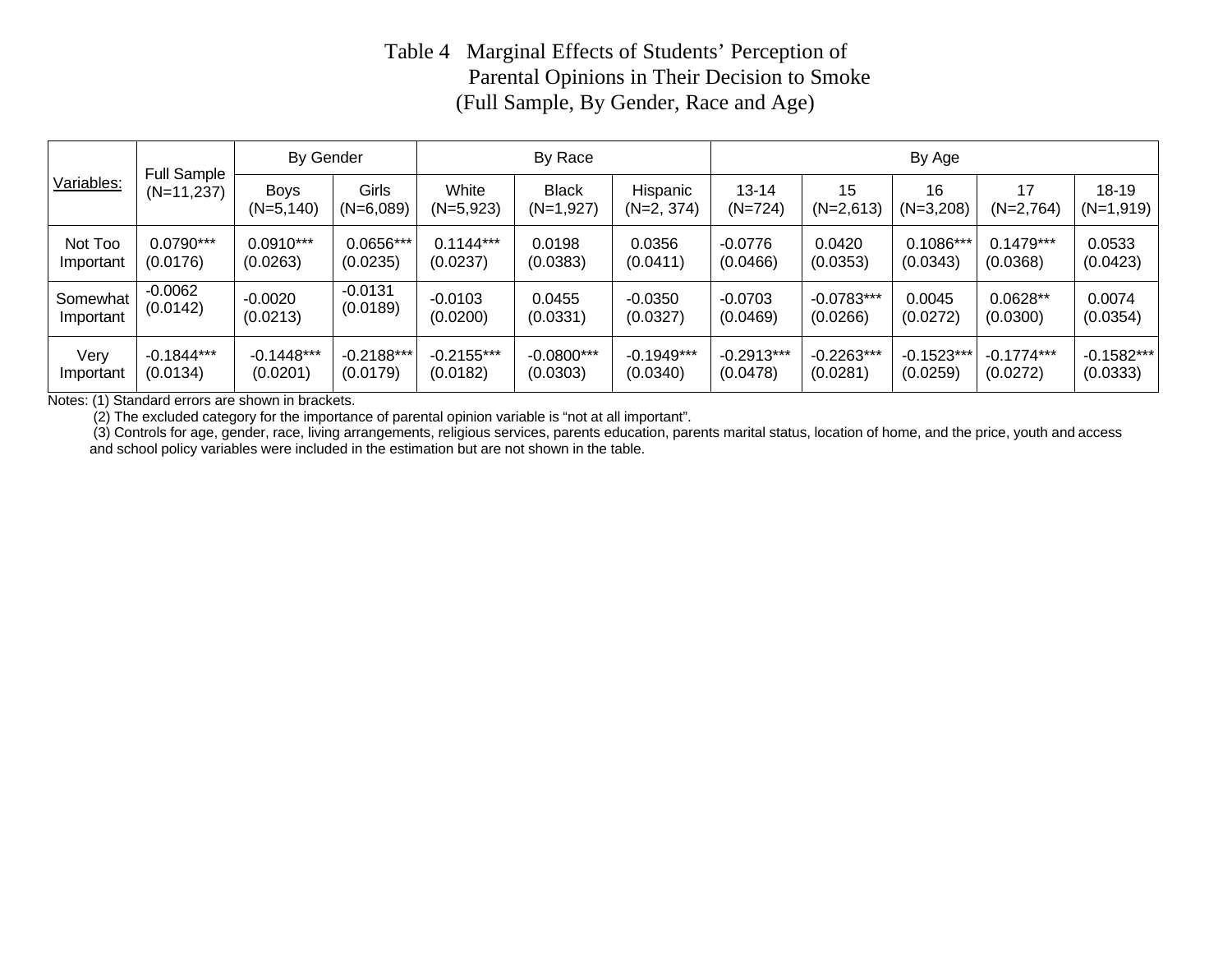Table 4 Marginal Effects of Students' Perception of Parental Opinions in Their Decision to Smoke (Full Sample, By Gender, Race and Age)

| Variables: | Full Sample (N=11,237) | By Gender | | By Race | | | By Age | | | | |
|---|---|---|---|---|---|---|---|---|---|---|---|
| | | Boys (N=5,140) | Girls (N=6,089) | White (N=5,923) | Black (N=1,927) | Hispanic (N=2, 374) | 13-14 (N=724) | 15 (N=2,613) | 16 (N=3,208) | 17 (N=2,764) | 18-19 (N=1,919) |
| Not Too Important | 0.0790*** (0.0176) | 0.0910*** (0.0263) | 0.0656*** (0.0235) | 0.1144*** (0.0237) | 0.0198 (0.0383) | 0.0356 (0.0411) | -0.0776 (0.0466) | 0.0420 (0.0353) | 0.1086*** (0.0343) | 0.1479*** (0.0368) | 0.0533 (0.0423) |
| Somewhat Important | -0.0062 (0.0142) | -0.0020 (0.0213) | -0.0131 (0.0189) | -0.0103 (0.0200) | 0.0455 (0.0331) | -0.0350 (0.0327) | -0.0703 (0.0469) | -0.0783*** (0.0266) | 0.0045 (0.0272) | 0.0628** (0.0300) | 0.0074 (0.0354) |
| Very Important | -0.1844*** (0.0134) | -0.1448*** (0.0201) | -0.2188*** (0.0179) | -0.2155*** (0.0182) | -0.0800*** (0.0303) | -0.1949*** (0.0340) | -0.2913*** (0.0478) | -0.2263*** (0.0281) | -0.1523*** (0.0259) | -0.1774*** (0.0272) | -0.1582*** (0.0333) |

Notes: (1) Standard errors are shown in brackets.
(2) The excluded category for the importance of parental opinion variable is "not at all important".
(3) Controls for age, gender, race, living arrangements, religious services, parents education, parents marital status, location of home, and the price, youth and access and school policy variables were included in the estimation but are not shown in the table.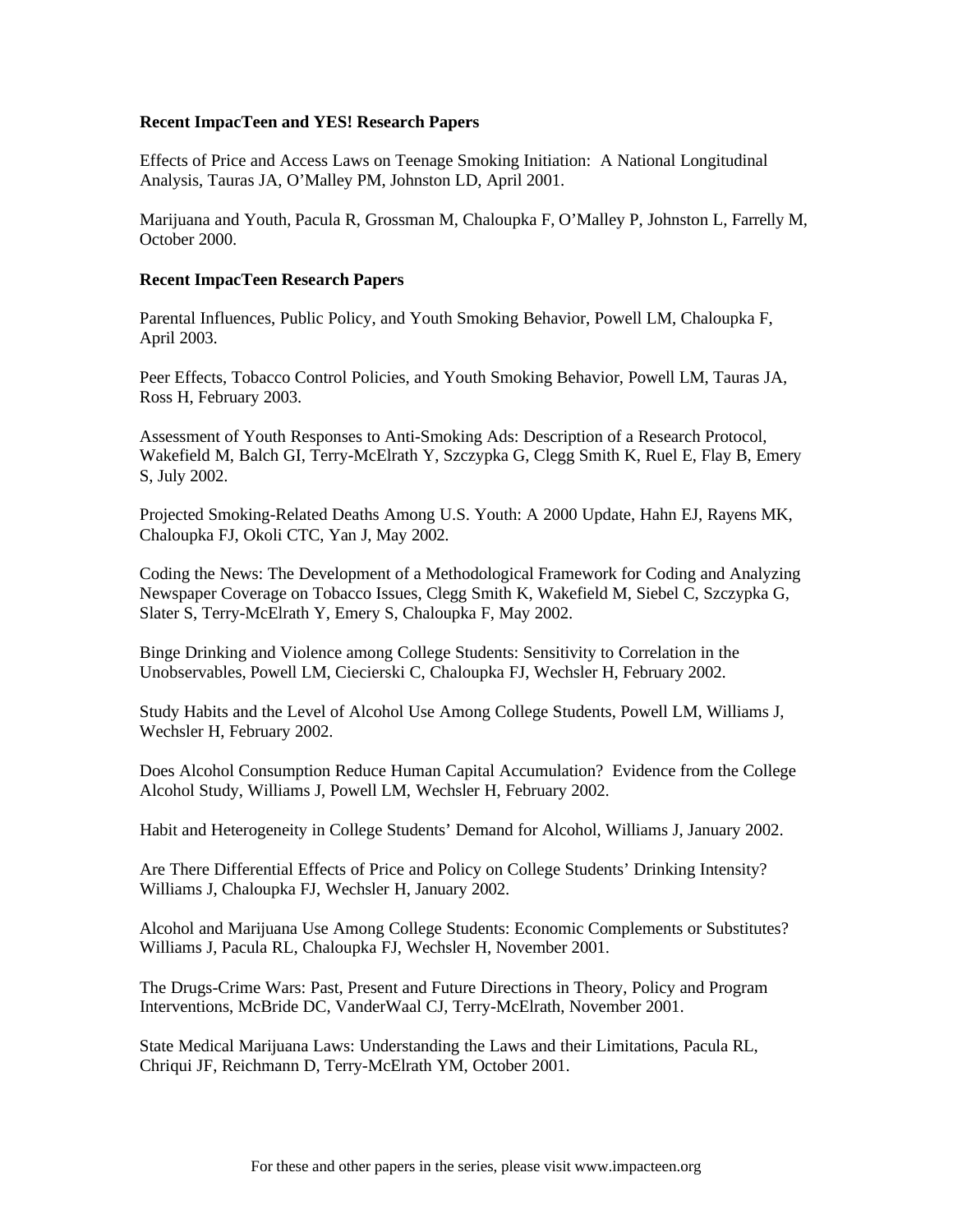**Recent ImpacTeen and YES! Research Papers**

Effects of Price and Access Laws on Teenage Smoking Initiation: A National Longitudinal Analysis, Tauras JA, O'Malley PM, Johnston LD, April 2001.

Marijuana and Youth, Pacula R, Grossman M, Chaloupka F, O'Malley P, Johnston L, Farrelly M, October 2000.

**Recent ImpacTeen Research Papers**

Parental Influences, Public Policy, and Youth Smoking Behavior, Powell LM, Chaloupka F, April 2003.

Peer Effects, Tobacco Control Policies, and Youth Smoking Behavior, Powell LM, Tauras JA, Ross H, February 2003.

Assessment of Youth Responses to Anti-Smoking Ads: Description of a Research Protocol, Wakefield M, Balch GI, Terry-McElrath Y, Szczypka G, Clegg Smith K, Ruel E, Flay B, Emery S, July 2002.

Projected Smoking-Related Deaths Among U.S. Youth: A 2000 Update, Hahn EJ, Rayens MK, Chaloupka FJ, Okoli CTC, Yan J, May 2002.

Coding the News: The Development of a Methodological Framework for Coding and Analyzing Newspaper Coverage on Tobacco Issues, Clegg Smith K, Wakefield M, Siebel C, Szczypka G, Slater S, Terry-McElrath Y, Emery S, Chaloupka F, May 2002.

Binge Drinking and Violence among College Students: Sensitivity to Correlation in the Unobservables, Powell LM, Ciecierski C, Chaloupka FJ, Wechsler H, February 2002.

Study Habits and the Level of Alcohol Use Among College Students, Powell LM, Williams J, Wechsler H, February 2002.

Does Alcohol Consumption Reduce Human Capital Accumulation? Evidence from the College Alcohol Study, Williams J, Powell LM, Wechsler H, February 2002.

Habit and Heterogeneity in College Students' Demand for Alcohol, Williams J, January 2002.

Are There Differential Effects of Price and Policy on College Students' Drinking Intensity? Williams J, Chaloupka FJ, Wechsler H, January 2002.

Alcohol and Marijuana Use Among College Students: Economic Complements or Substitutes? Williams J, Pacula RL, Chaloupka FJ, Wechsler H, November 2001.

The Drugs-Crime Wars: Past, Present and Future Directions in Theory, Policy and Program Interventions, McBride DC, VanderWaal CJ, Terry-McElrath, November 2001.

State Medical Marijuana Laws: Understanding the Laws and their Limitations, Pacula RL, Chriqui JF, Reichmann D, Terry-McElrath YM, October 2001.

For these and other papers in the series, please visit www.impacteen.org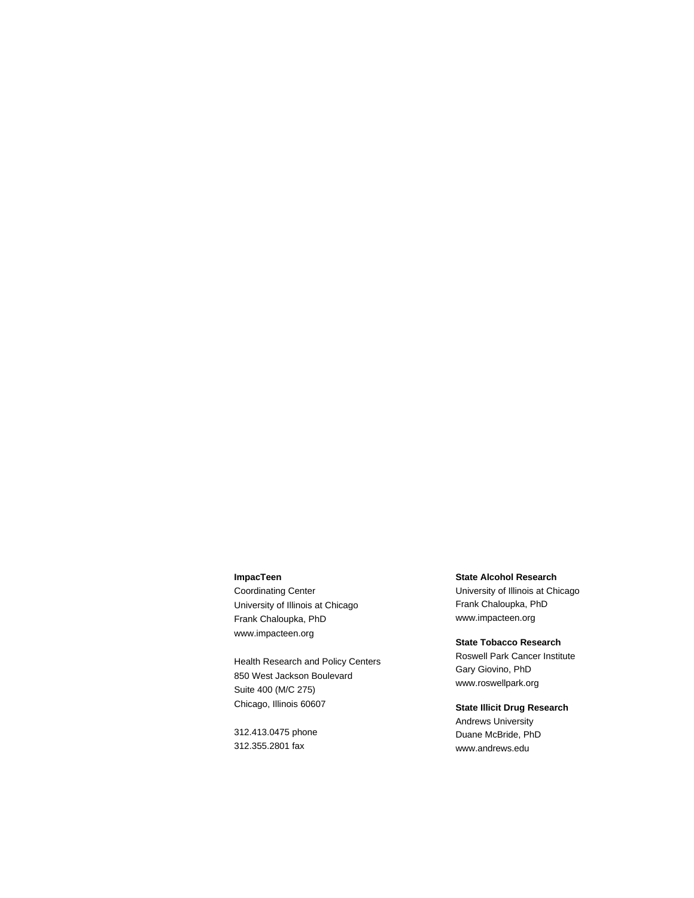**ImpacTeen**
Coordinating Center
University of Illinois at Chicago
Frank Chaloupka, PhD
www.impacteen.org

Health Research and Policy Centers
850 West Jackson Boulevard
Suite 400 (M/C 275)
Chicago, Illinois 60607

312.413.0475 phone
312.355.2801 fax

**State Alcohol Research**
University of Illinois at Chicago
Frank Chaloupka, PhD
www.impacteen.org

**State Tobacco Research**
Roswell Park Cancer Institute
Gary Giovino, PhD
www.roswellpark.org

**State Illicit Drug Research**
Andrews University
Duane McBride, PhD
www.andrews.edu